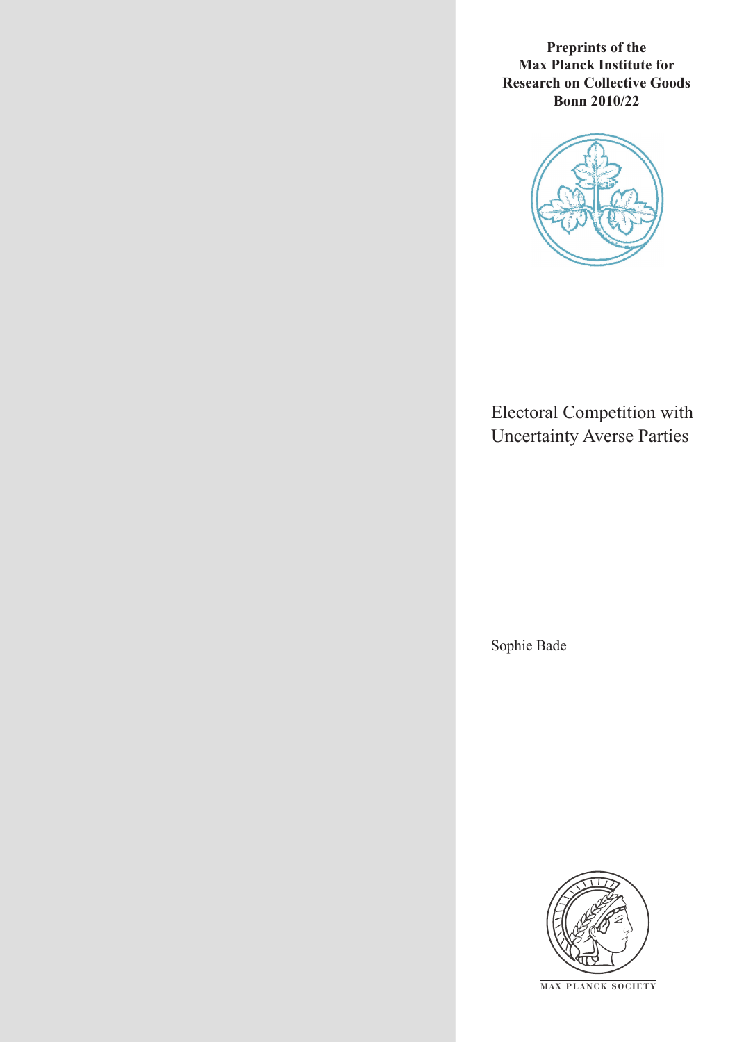**Preprints of the Max Planck Institute for Research on Collective Goods Bonn 2010/22**

# Electoral Competition with Uncertainty Averse Parties

Sophie Bade

MAX PLANCK SOCIETY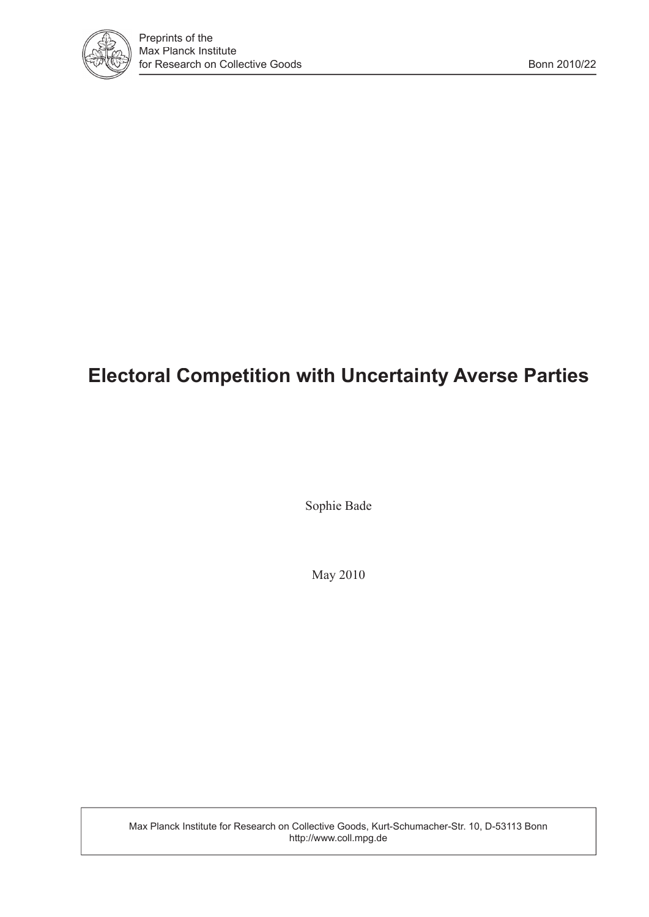Preprints of the
Max Planck Institute
for Research on Collective Goods

Bonn 2010/22

# Electoral Competition with Uncertainty Averse Parties

Sophie Bade

May 2010

Max Planck Institute for Research on Collective Goods, Kurt-Schumacher-Str. 10, D-53113 Bonn
http://www.coll.mpg.de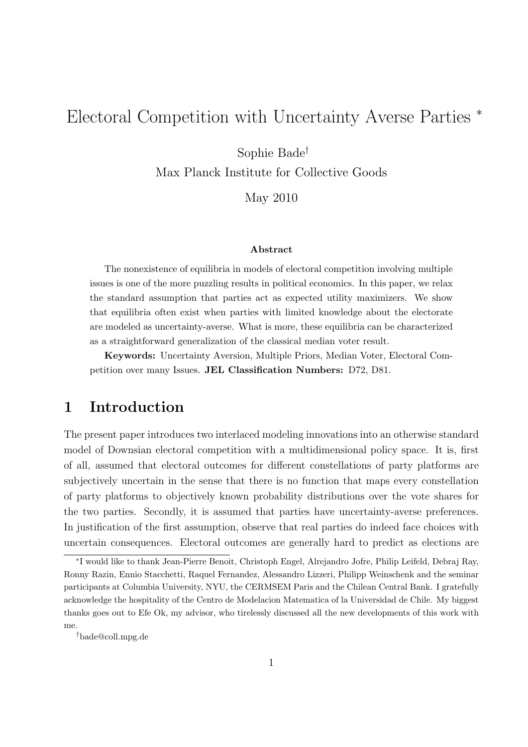# Electoral Competition with Uncertainty Averse Parties *

Sophie Bade†

Max Planck Institute for Collective Goods

May 2010

### Abstract

The nonexistence of equilibria in models of electoral competition involving multiple issues is one of the more puzzling results in political economics. In this paper, we relax the standard assumption that parties act as expected utility maximizers. We show that equilibria often exist when parties with limited knowledge about the electorate are modeled as uncertainty-averse. What is more, these equilibria can be characterized as a straightforward generalization of the classical median voter result.

**Keywords:** Uncertainty Aversion, Multiple Priors, Median Voter, Electoral Competition over many Issues. **JEL Classification Numbers:** D72, D81.

## 1 Introduction

The present paper introduces two interlaced modeling innovations into an otherwise standard model of Downsian electoral competition with a multidimensional policy space. It is, first of all, assumed that electoral outcomes for different constellations of party platforms are subjectively uncertain in the sense that there is no function that maps every constellation of party platforms to objectively known probability distributions over the vote shares for the two parties. Secondly, it is assumed that parties have uncertainty-averse preferences. In justification of the first assumption, observe that real parties do indeed face choices with uncertain consequences. Electoral outcomes are generally hard to predict as elections are

*I would like to thank Jean-Pierre Benoit, Christoph Engel, Alrejandro Jofre, Philip Leifeld, Debraj Ray, Ronny Razin, Ennio Stacchetti, Raquel Fernandez, Alessandro Lizzeri, Philipp Weinschenk and the seminar participants at Columbia University, NYU, the CERMSEM Paris and the Chilean Central Bank. I gratefully acknowledge the hospitality of the Centro de Modelacion Matematica of la Universidad de Chile. My biggest thanks goes out to Efe Ok, my advisor, who tirelessly discussed all the new developments of this work with me.

†bade@coll.mpg.de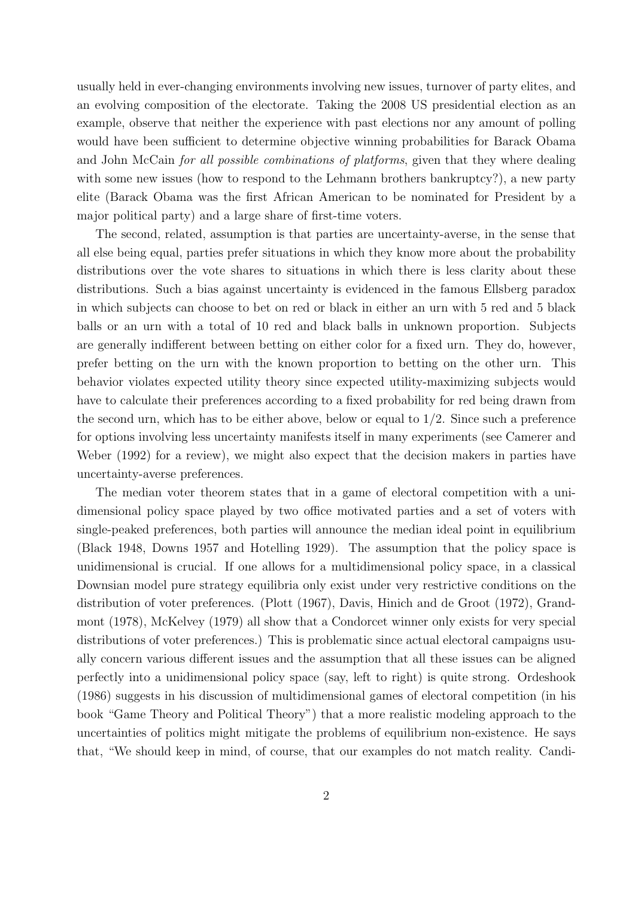usually held in ever-changing environments involving new issues, turnover of party elites, and an evolving composition of the electorate. Taking the 2008 US presidential election as an example, observe that neither the experience with past elections nor any amount of polling would have been sufficient to determine objective winning probabilities for Barack Obama and John McCain *for all possible combinations of platforms*, given that they where dealing with some new issues (how to respond to the Lehmann brothers bankruptcy?), a new party elite (Barack Obama was the first African American to be nominated for President by a major political party) and a large share of first-time voters.

The second, related, assumption is that parties are uncertainty-averse, in the sense that all else being equal, parties prefer situations in which they know more about the probability distributions over the vote shares to situations in which there is less clarity about these distributions. Such a bias against uncertainty is evidenced in the famous Ellsberg paradox in which subjects can choose to bet on red or black in either an urn with 5 red and 5 black balls or an urn with a total of 10 red and black balls in unknown proportion. Subjects are generally indifferent between betting on either color for a fixed urn. They do, however, prefer betting on the urn with the known proportion to betting on the other urn. This behavior violates expected utility theory since expected utility-maximizing subjects would have to calculate their preferences according to a fixed probability for red being drawn from the second urn, which has to be either above, below or equal to $1/2$. Since such a preference for options involving less uncertainty manifests itself in many experiments (see Camerer and Weber (1992) for a review), we might also expect that the decision makers in parties have uncertainty-averse preferences.

The median voter theorem states that in a game of electoral competition with a unidimensional policy space played by two office motivated parties and a set of voters with single-peaked preferences, both parties will announce the median ideal point in equilibrium (Black 1948, Downs 1957 and Hotelling 1929). The assumption that the policy space is unidimensional is crucial. If one allows for a multidimensional policy space, in a classical Downsian model pure strategy equilibria only exist under very restrictive conditions on the distribution of voter preferences. (Plott (1967), Davis, Hinich and de Groot (1972), Grandmont (1978), McKelvey (1979) all show that a Condorcet winner only exists for very special distributions of voter preferences.) This is problematic since actual electoral campaigns usually concern various different issues and the assumption that all these issues can be aligned perfectly into a unidimensional policy space (say, left to right) is quite strong. Ordeshook (1986) suggests in his discussion of multidimensional games of electoral competition (in his book "Game Theory and Political Theory") that a more realistic modeling approach to the uncertainties of politics might mitigate the problems of equilibrium non-existence. He says that, "We should keep in mind, of course, that our examples do not match reality. Candi-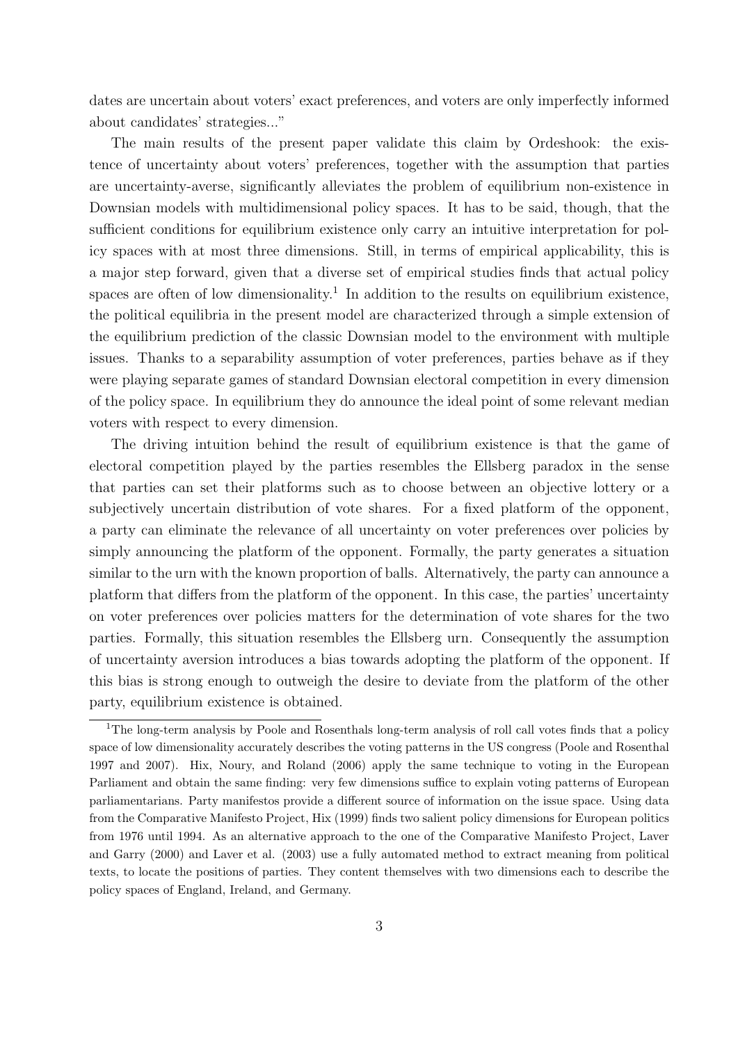dates are uncertain about voters' exact preferences, and voters are only imperfectly informed about candidates' strategies..."

The main results of the present paper validate this claim by Ordeshook: the existence of uncertainty about voters' preferences, together with the assumption that parties are uncertainty-averse, significantly alleviates the problem of equilibrium non-existence in Downsian models with multidimensional policy spaces. It has to be said, though, that the sufficient conditions for equilibrium existence only carry an intuitive interpretation for policy spaces with at most three dimensions. Still, in terms of empirical applicability, this is a major step forward, given that a diverse set of empirical studies finds that actual policy spaces are often of low dimensionality.[1] In addition to the results on equilibrium existence, the political equilibria in the present model are characterized through a simple extension of the equilibrium prediction of the classic Downsian model to the environment with multiple issues. Thanks to a separability assumption of voter preferences, parties behave as if they were playing separate games of standard Downsian electoral competition in every dimension of the policy space. In equilibrium they do announce the ideal point of some relevant median voters with respect to every dimension.

The driving intuition behind the result of equilibrium existence is that the game of electoral competition played by the parties resembles the Ellsberg paradox in the sense that parties can set their platforms such as to choose between an objective lottery or a subjectively uncertain distribution of vote shares. For a fixed platform of the opponent, a party can eliminate the relevance of all uncertainty on voter preferences over policies by simply announcing the platform of the opponent. Formally, the party generates a situation similar to the urn with the known proportion of balls. Alternatively, the party can announce a platform that differs from the platform of the opponent. In this case, the parties' uncertainty on voter preferences over policies matters for the determination of vote shares for the two parties. Formally, this situation resembles the Ellsberg urn. Consequently the assumption of uncertainty aversion introduces a bias towards adopting the platform of the opponent. If this bias is strong enough to outweigh the desire to deviate from the platform of the other party, equilibrium existence is obtained.

[1] The long-term analysis by Poole and Rosenthals long-term analysis of roll call votes finds that a policy space of low dimensionality accurately describes the voting patterns in the US congress (Poole and Rosenthal 1997 and 2007). Hix, Noury, and Roland (2006) apply the same technique to voting in the European Parliament and obtain the same finding: very few dimensions suffice to explain voting patterns of European parliamentarians. Party manifestos provide a different source of information on the issue space. Using data from the Comparative Manifesto Project, Hix (1999) finds two salient policy dimensions for European politics from 1976 until 1994. As an alternative approach to the one of the Comparative Manifesto Project, Laver and Garry (2000) and Laver et al. (2003) use a fully automated method to extract meaning from political texts, to locate the positions of parties. They content themselves with two dimensions each to describe the policy spaces of England, Ireland, and Germany.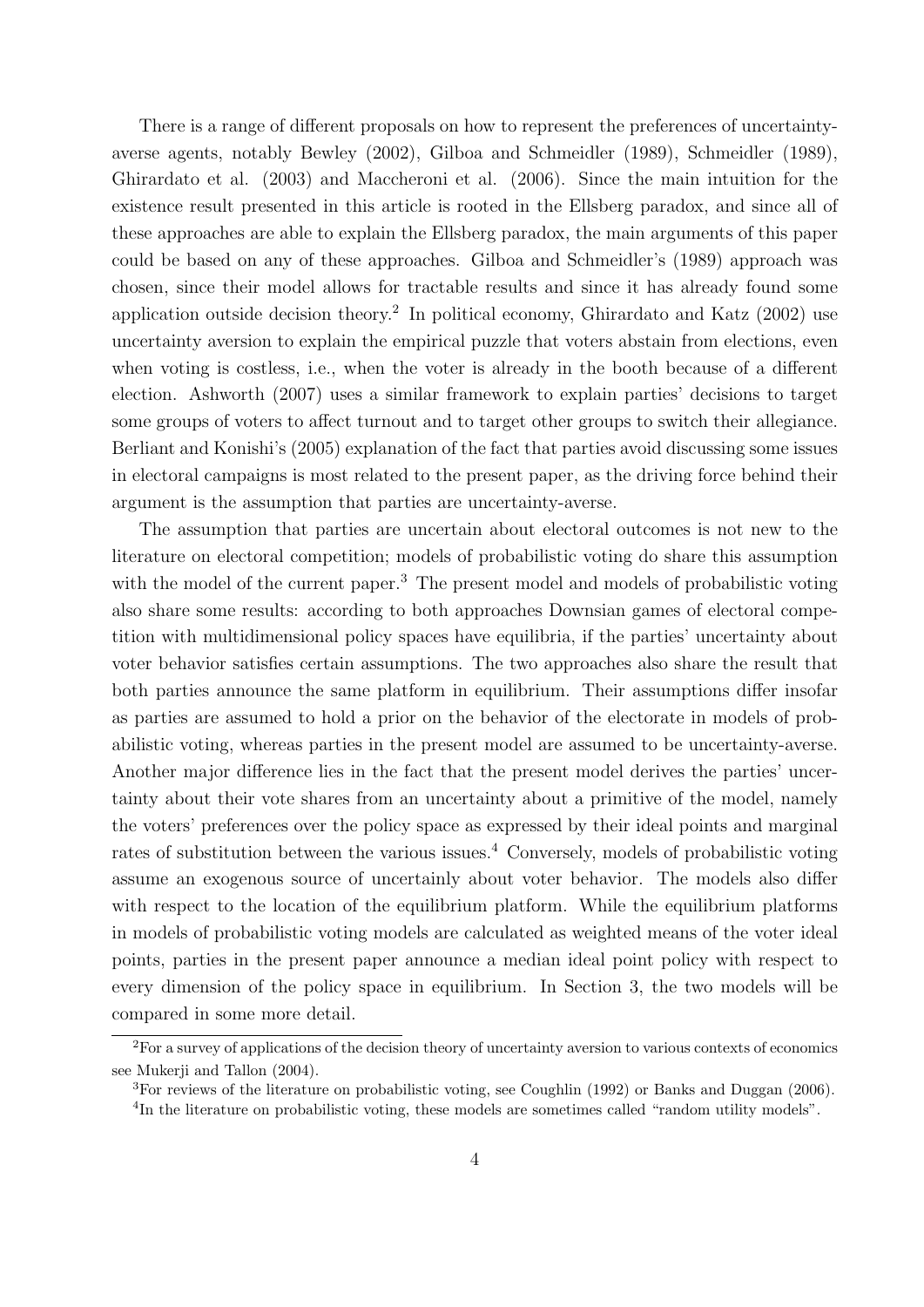There is a range of different proposals on how to represent the preferences of uncertainty-averse agents, notably Bewley (2002), Gilboa and Schmeidler (1989), Schmeidler (1989), Ghirardato et al. (2003) and Maccheroni et al. (2006). Since the main intuition for the existence result presented in this article is rooted in the Ellsberg paradox, and since all of these approaches are able to explain the Ellsberg paradox, the main arguments of this paper could be based on any of these approaches. Gilboa and Schmeidler's (1989) approach was chosen, since their model allows for tractable results and since it has already found some application outside decision theory.[2] In political economy, Ghirardato and Katz (2002) use uncertainty aversion to explain the empirical puzzle that voters abstain from elections, even when voting is costless, i.e., when the voter is already in the booth because of a different election. Ashworth (2007) uses a similar framework to explain parties' decisions to target some groups of voters to affect turnout and to target other groups to switch their allegiance. Berliant and Konishi's (2005) explanation of the fact that parties avoid discussing some issues in electoral campaigns is most related to the present paper, as the driving force behind their argument is the assumption that parties are uncertainty-averse.

The assumption that parties are uncertain about electoral outcomes is not new to the literature on electoral competition; models of probabilistic voting do share this assumption with the model of the current paper.[3] The present model and models of probabilistic voting also share some results: according to both approaches Downsian games of electoral competition with multidimensional policy spaces have equilibria, if the parties' uncertainty about voter behavior satisfies certain assumptions. The two approaches also share the result that both parties announce the same platform in equilibrium. Their assumptions differ insofar as parties are assumed to hold a prior on the behavior of the electorate in models of probabilistic voting, whereas parties in the present model are assumed to be uncertainty-averse. Another major difference lies in the fact that the present model derives the parties' uncertainty about their vote shares from an uncertainty about a primitive of the model, namely the voters' preferences over the policy space as expressed by their ideal points and marginal rates of substitution between the various issues.[4] Conversely, models of probabilistic voting assume an exogenous source of uncertainly about voter behavior. The models also differ with respect to the location of the equilibrium platform. While the equilibrium platforms in models of probabilistic voting models are calculated as weighted means of the voter ideal points, parties in the present paper announce a median ideal point policy with respect to every dimension of the policy space in equilibrium. In Section 3, the two models will be compared in some more detail.

[2] For a survey of applications of the decision theory of uncertainty aversion to various contexts of economics see Mukerji and Tallon (2004).

[3] For reviews of the literature on probabilistic voting, see Coughlin (1992) or Banks and Duggan (2006).

[4] In the literature on probabilistic voting, these models are sometimes called "random utility models".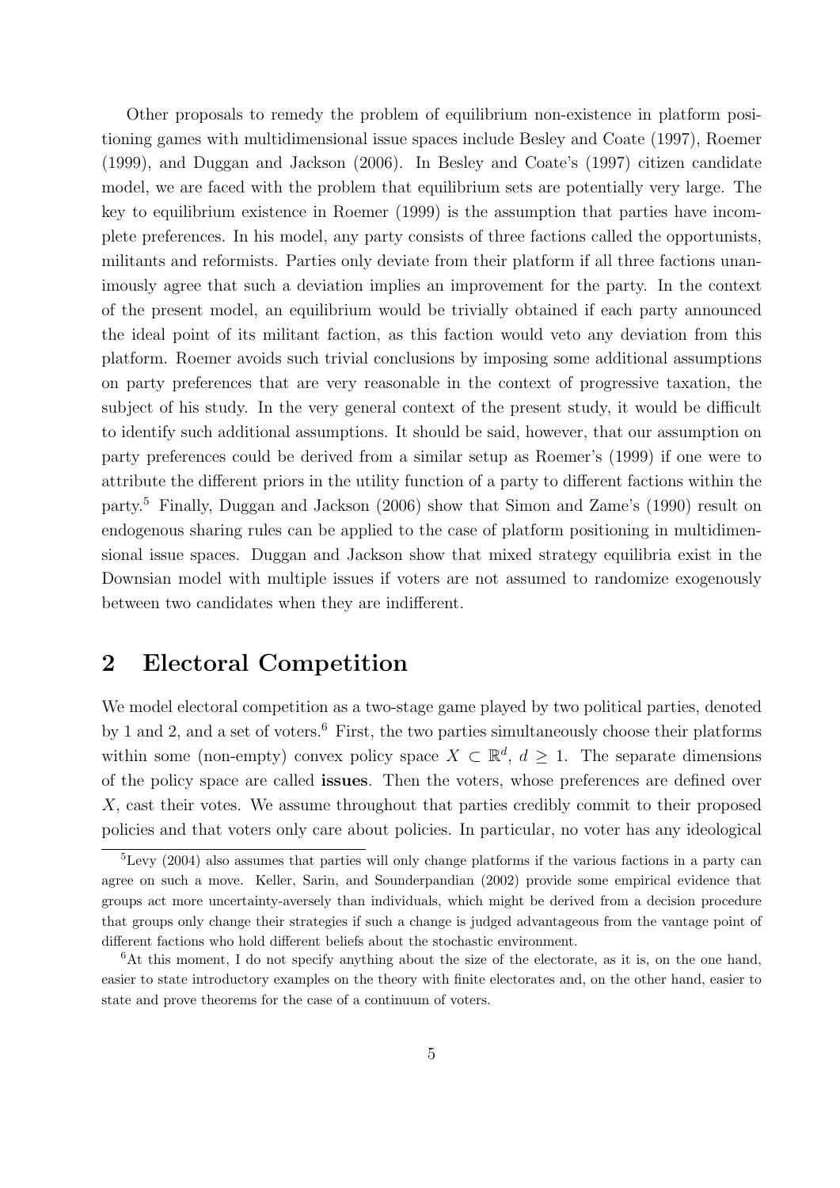Other proposals to remedy the problem of equilibrium non-existence in platform positioning games with multidimensional issue spaces include Besley and Coate (1997), Roemer (1999), and Duggan and Jackson (2006). In Besley and Coate's (1997) citizen candidate model, we are faced with the problem that equilibrium sets are potentially very large. The key to equilibrium existence in Roemer (1999) is the assumption that parties have incomplete preferences. In his model, any party consists of three factions called the opportunists, militants and reformists. Parties only deviate from their platform if all three factions unanimously agree that such a deviation implies an improvement for the party. In the context of the present model, an equilibrium would be trivially obtained if each party announced the ideal point of its militant faction, as this faction would veto any deviation from this platform. Roemer avoids such trivial conclusions by imposing some additional assumptions on party preferences that are very reasonable in the context of progressive taxation, the subject of his study. In the very general context of the present study, it would be difficult to identify such additional assumptions. It should be said, however, that our assumption on party preferences could be derived from a similar setup as Roemer's (1999) if one were to attribute the different priors in the utility function of a party to different factions within the party.[5] Finally, Duggan and Jackson (2006) show that Simon and Zame's (1990) result on endogenous sharing rules can be applied to the case of platform positioning in multidimensional issue spaces. Duggan and Jackson show that mixed strategy equilibria exist in the Downsian model with multiple issues if voters are not assumed to randomize exogenously between two candidates when they are indifferent.

## 2 Electoral Competition

We model electoral competition as a two-stage game played by two political parties, denoted by 1 and 2, and a set of voters.[6] First, the two parties simultaneously choose their platforms within some (non-empty) convex policy space $X \subset \mathbb{R}^d$, $d \geq 1$. The separate dimensions of the policy space are called **issues**. Then the voters, whose preferences are defined over $X$, cast their votes. We assume throughout that parties credibly commit to their proposed policies and that voters only care about policies. In particular, no voter has any ideological

[5] Levy (2004) also assumes that parties will only change platforms if the various factions in a party can agree on such a move. Keller, Sarin, and Sounderpandian (2002) provide some empirical evidence that groups act more uncertainty-aversely than individuals, which might be derived from a decision procedure that groups only change their strategies if such a change is judged advantageous from the vantage point of different factions who hold different beliefs about the stochastic environment.

[6] At this moment, I do not specify anything about the size of the electorate, as it is, on the one hand, easier to state introductory examples on the theory with finite electorates and, on the other hand, easier to state and prove theorems for the case of a continuum of voters.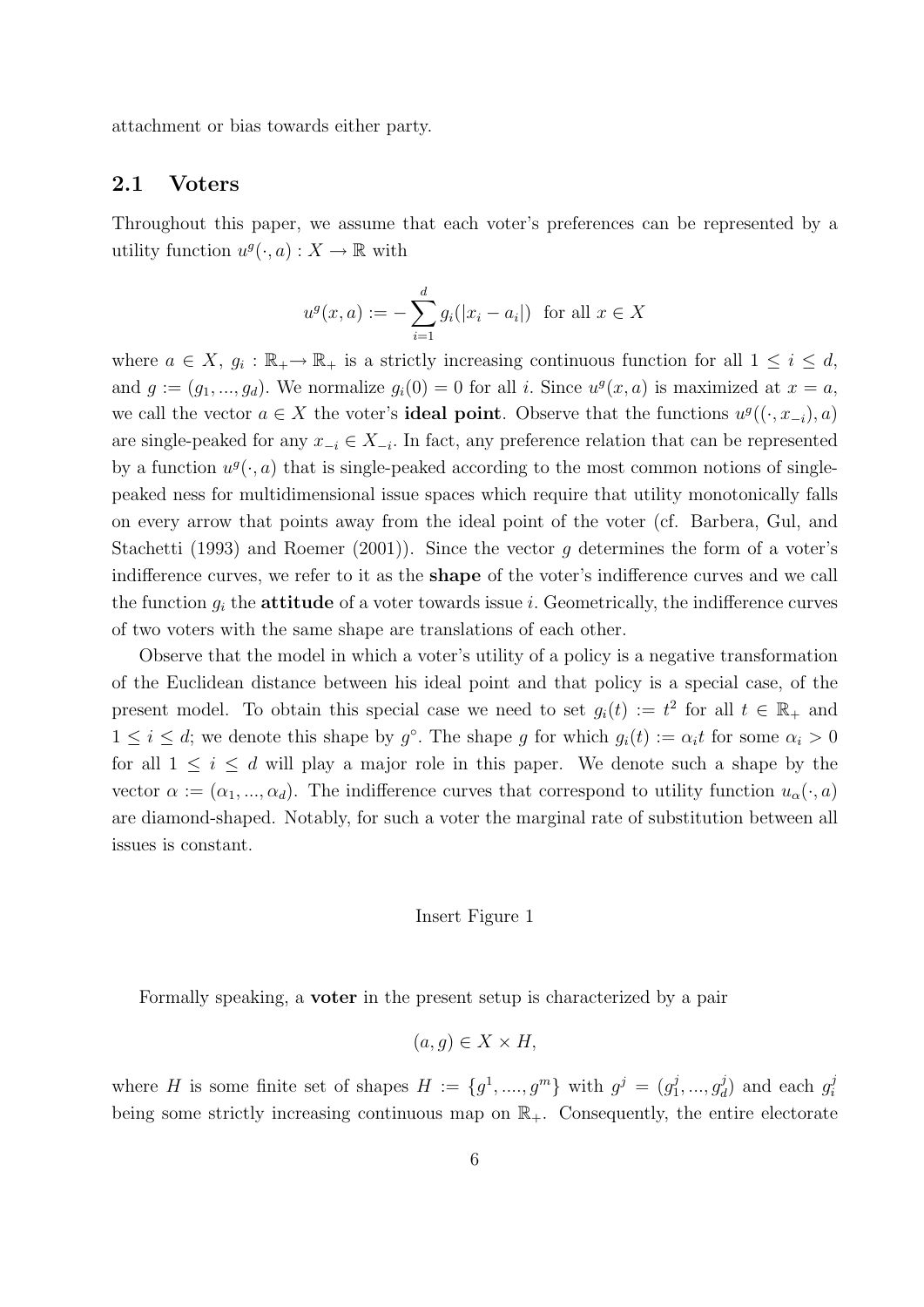attachment or bias towards either party.

## 2.1 Voters

Throughout this paper, we assume that each voter's preferences can be represented by a utility function $u^g(\cdot, a) : X \to \mathbb{R}$ with

$$u^g(x, a) := -\sum_{i=1}^{d} g_i(|x_i - a_i|) \text{ for all } x \in X$$

where $a \in X$, $g_i : \mathbb{R}_+ \to \mathbb{R}_+$ is a strictly increasing continuous function for all $1 \leq i \leq d$, and $g := (g_1, ..., g_d)$. We normalize $g_i(0) = 0$ for all $i$. Since $u^g(x, a)$ is maximized at $x = a$, we call the vector $a \in X$ the voter's **ideal point**. Observe that the functions $u^g((\cdot, x_{-i}), a)$ are single-peaked for any $x_{-i} \in X_{-i}$. In fact, any preference relation that can be represented by a function $u^g(\cdot, a)$ that is single-peaked according to the most common notions of single-peaked ness for multidimensional issue spaces which require that utility monotonically falls on every arrow that points away from the ideal point of the voter (cf. Barbera, Gul, and Stachetti (1993) and Roemer (2001)). Since the vector $g$ determines the form of a voter's indifference curves, we refer to it as the **shape** of the voter's indifference curves and we call the function $g_i$ the **attitude** of a voter towards issue $i$. Geometrically, the indifference curves of two voters with the same shape are translations of each other.

Observe that the model in which a voter's utility of a policy is a negative transformation of the Euclidean distance between his ideal point and that policy is a special case, of the present model. To obtain this special case we need to set $g_i(t) := t^2$ for all $t \in \mathbb{R}_+$ and $1 \leq i \leq d$; we denote this shape by $g^\circ$. The shape $g$ for which $g_i(t) := \alpha_i t$ for some $\alpha_i > 0$ for all $1 \leq i \leq d$ will play a major role in this paper. We denote such a shape by the vector $\alpha := (\alpha_1, ..., \alpha_d)$. The indifference curves that correspond to utility function $u_\alpha(\cdot, a)$ are diamond-shaped. Notably, for such a voter the marginal rate of substitution between all issues is constant.

Insert Figure 1

Formally speaking, a **voter** in the present setup is characterized by a pair

$$(a, g) \in X \times H,$$

where $H$ is some finite set of shapes $H := \{g^1, ...., g^m\}$ with $g^j = (g_1^j, ..., g_d^j)$ and each $g_i^j$ being some strictly increasing continuous map on $\mathbb{R}_+$. Consequently, the entire electorate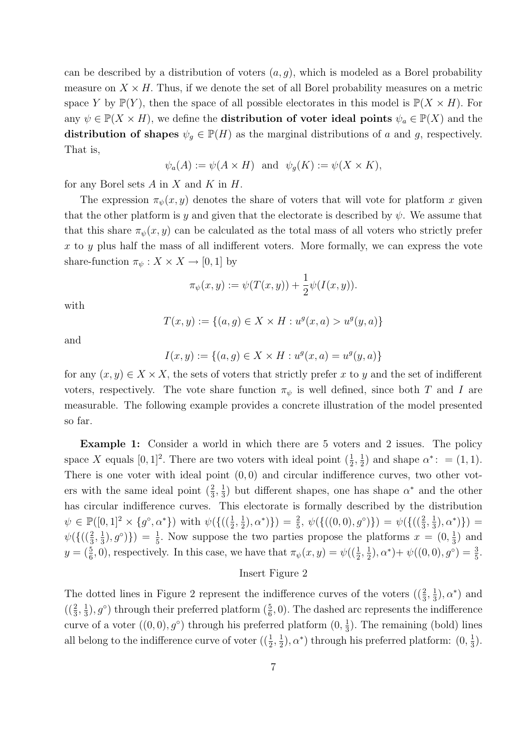can be described by a distribution of voters $(a, g)$, which is modeled as a Borel probability measure on $X \times H$. Thus, if we denote the set of all Borel probability measures on a metric space $Y$ by $\mathbb{P}(Y)$, then the space of all possible electorates in this model is $\mathbb{P}(X \times H)$. For any $\psi \in \mathbb{P}(X \times H)$, we define the **distribution of voter ideal points** $\psi_a \in \mathbb{P}(X)$ and the **distribution of shapes** $\psi_g \in \mathbb{P}(H)$ as the marginal distributions of $a$ and $g$, respectively. That is,

$$\psi_a(A) := \psi(A \times H) \text{ and } \psi_g(K) := \psi(X \times K),$$

for any Borel sets $A$ in $X$ and $K$ in $H$.

The expression $\pi_\psi(x, y)$ denotes the share of voters that will vote for platform $x$ given that the other platform is $y$ and given that the electorate is described by $\psi$. We assume that that this share $\pi_\psi(x, y)$ can be calculated as the total mass of all voters who strictly prefer $x$ to $y$ plus half the mass of all indifferent voters. More formally, we can express the vote share-function $\pi_\psi : X \times X \to [0, 1]$ by

$$\pi_\psi(x, y) := \psi(T(x, y)) + \frac{1}{2}\psi(I(x, y)).$$

with

$$T(x, y) := \{(a, g) \in X \times H : u^g(x, a) > u^g(y, a)\}$$

and

$$I(x, y) := \{(a, g) \in X \times H : u^g(x, a) = u^g(y, a)\}$$

for any $(x, y) \in X \times X$, the sets of voters that strictly prefer $x$ to $y$ and the set of indifferent voters, respectively. The vote share function $\pi_\psi$ is well defined, since both $T$ and $I$ are measurable. The following example provides a concrete illustration of the model presented so far.

**Example 1:** Consider a world in which there are 5 voters and 2 issues. The policy space $X$ equals $[0, 1]^2$. There are two voters with ideal point $(\frac{1}{2}, \frac{1}{2})$ and shape $\alpha^* := (1, 1)$. There is one voter with ideal point $(0, 0)$ and circular indifference curves, two other voters with the same ideal point $(\frac{2}{3}, \frac{1}{3})$ but different shapes, one has shape $\alpha^*$ and the other has circular indifference curves. This electorate is formally described by the distribution $\psi \in \mathbb{P}([0, 1]^2 \times \{g^\circ, \alpha^*\})$ with $\psi(\{((\frac{1}{2}, \frac{1}{2}), \alpha^*)\}) = \frac{2}{5}$, $\psi(\{((0, 0), g^\circ)\}) = \psi(\{((\frac{2}{3}, \frac{1}{3}), \alpha^*)\}) = \psi(\{((\frac{2}{3}, \frac{1}{3}), g^\circ)\}) = \frac{1}{5}$. Now suppose the two parties propose the platforms $x = (0, \frac{1}{3})$ and $y = (\frac{5}{6}, 0)$, respectively. In this case, we have that $\pi_\psi(x, y) = \psi((\frac{1}{2}, \frac{1}{2}), \alpha^*) + \psi((0, 0), g^\circ) = \frac{3}{5}$.

Insert Figure 2

The dotted lines in Figure 2 represent the indifference curves of the voters $((\frac{2}{3}, \frac{1}{3}), \alpha^*)$ and $((\frac{2}{3}, \frac{1}{3}), g^\circ)$ through their preferred platform $(\frac{5}{6}, 0)$. The dashed arc represents the indifference curve of a voter $((0, 0), g^\circ)$ through his preferred platform $(0, \frac{1}{3})$. The remaining (bold) lines all belong to the indifference curve of voter $((\frac{1}{2}, \frac{1}{2}), \alpha^*)$ through his preferred platform: $(0, \frac{1}{3})$.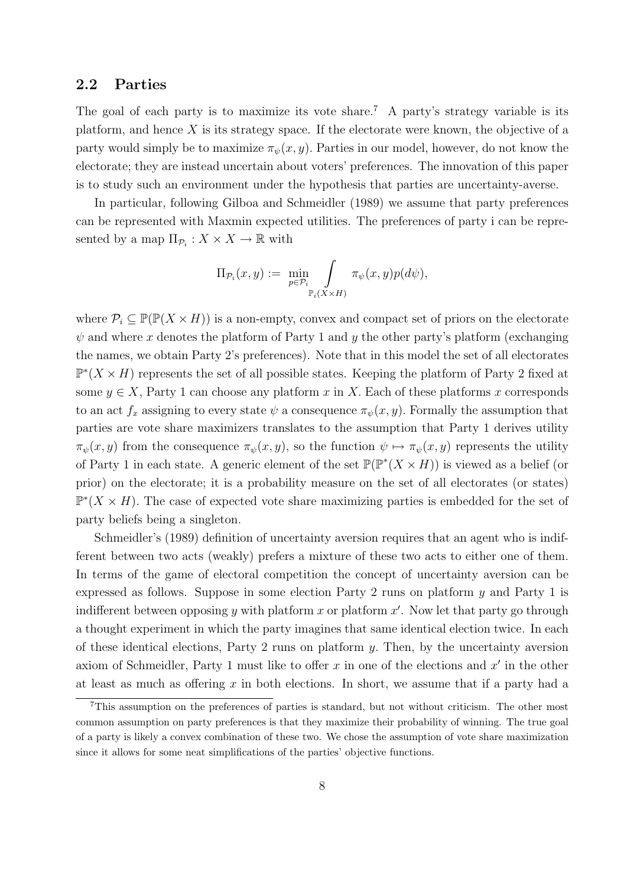## 2.2 Parties

The goal of each party is to maximize its vote share.[7] A party's strategy variable is its platform, and hence $X$ is its strategy space. If the electorate were known, the objective of a party would simply be to maximize $\pi_\psi(x, y)$. Parties in our model, however, do not know the electorate; they are instead uncertain about voters' preferences. The innovation of this paper is to study such an environment under the hypothesis that parties are uncertainty-averse.

In particular, following Gilboa and Schmeidler (1989) we assume that party preferences can be represented with Maxmin expected utilities. The preferences of party i can be represented by a map $\Pi_{\mathcal{P}_i} : X \times X \to \mathbb{R}$ with

$$\Pi_{\mathcal{P}_i}(x, y) := \min_{p \in \mathcal{P}_i} \int_{\mathbb{P}_i(X \times H)} \pi_\psi(x, y) p(d\psi),$$

where $\mathcal{P}_i \subseteq \mathbb{P}(\mathbb{P}(X \times H))$ is a non-empty, convex and compact set of priors on the electorate $\psi$ and where $x$ denotes the platform of Party 1 and $y$ the other party's platform (exchanging the names, we obtain Party 2's preferences). Note that in this model the set of all electorates $\mathbb{P}^*(X \times H)$ represents the set of all possible states. Keeping the platform of Party 2 fixed at some $y \in X$, Party 1 can choose any platform $x$ in $X$. Each of these platforms $x$ corresponds to an act $f_x$ assigning to every state $\psi$ a consequence $\pi_\psi(x, y)$. Formally the assumption that parties are vote share maximizers translates to the assumption that Party 1 derives utility $\pi_\psi(x, y)$ from the consequence $\pi_\psi(x, y)$, so the function $\psi \mapsto \pi_\psi(x, y)$ represents the utility of Party 1 in each state. A generic element of the set $\mathbb{P}(\mathbb{P}^*(X \times H))$ is viewed as a belief (or prior) on the electorate; it is a probability measure on the set of all electorates (or states) $\mathbb{P}^*(X \times H)$. The case of expected vote share maximizing parties is embedded for the set of party beliefs being a singleton.

Schmeidler's (1989) definition of uncertainty aversion requires that an agent who is indifferent between two acts (weakly) prefers a mixture of these two acts to either one of them. In terms of the game of electoral competition the concept of uncertainty aversion can be expressed as follows. Suppose in some election Party 2 runs on platform $y$ and Party 1 is indifferent between opposing $y$ with platform $x$ or platform $x'$. Now let that party go through a thought experiment in which the party imagines that same identical election twice. In each of these identical elections, Party 2 runs on platform $y$. Then, by the uncertainty aversion axiom of Schmeidler, Party 1 must like to offer $x$ in one of the elections and $x'$ in the other at least as much as offering $x$ in both elections. In short, we assume that if a party had a

[7] This assumption on the preferences of parties is standard, but not without criticism. The other most common assumption on party preferences is that they maximize their probability of winning. The true goal of a party is likely a convex combination of these two. We chose the assumption of vote share maximization since it allows for some neat simplifications of the parties' objective functions.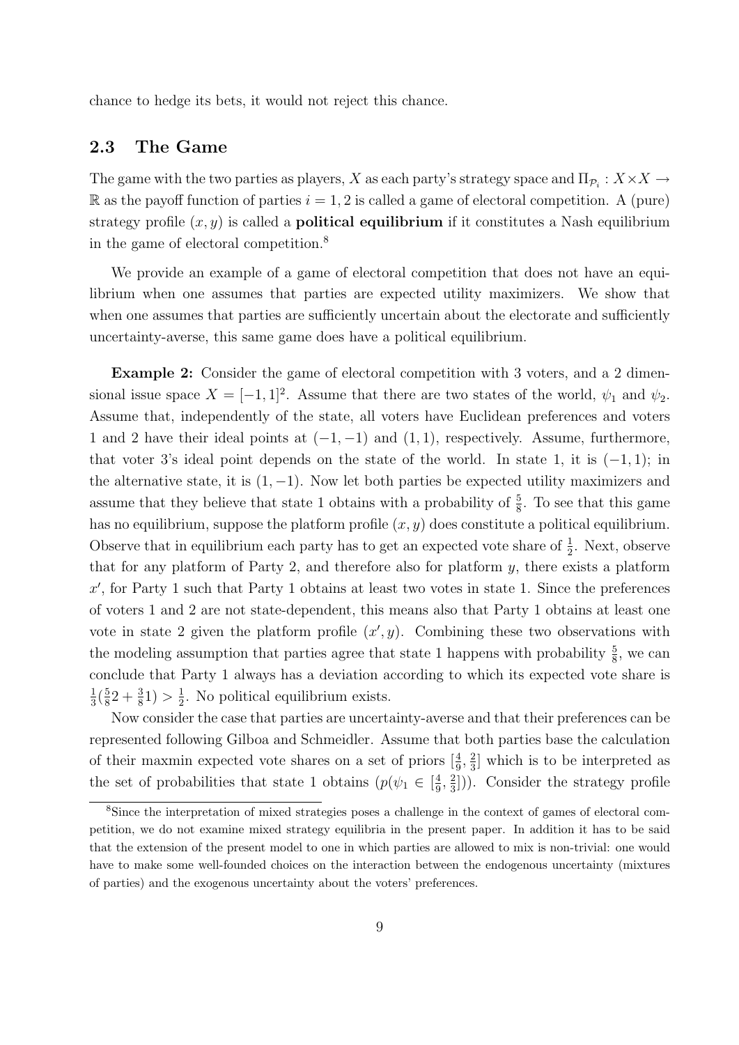chance to hedge its bets, it would not reject this chance.

## 2.3 The Game

The game with the two parties as players, $X$ as each party's strategy space and $\Pi_{\mathcal{P}_i} : X \times X \to \mathbb{R}$ as the payoff function of parties $i = 1, 2$ is called a game of electoral competition. A (pure) strategy profile $(x, y)$ is called a **political equilibrium** if it constitutes a Nash equilibrium in the game of electoral competition.[8]

We provide an example of a game of electoral competition that does not have an equilibrium when one assumes that parties are expected utility maximizers. We show that when one assumes that parties are sufficiently uncertain about the electorate and sufficiently uncertainty-averse, this same game does have a political equilibrium.

**Example 2:** Consider the game of electoral competition with 3 voters, and a 2 dimensional issue space $X = [-1, 1]^2$. Assume that there are two states of the world, $\psi_1$ and $\psi_2$. Assume that, independently of the state, all voters have Euclidean preferences and voters 1 and 2 have their ideal points at $(-1, -1)$ and $(1, 1)$, respectively. Assume, furthermore, that voter 3's ideal point depends on the state of the world. In state 1, it is $(-1, 1)$; in the alternative state, it is $(1, -1)$. Now let both parties be expected utility maximizers and assume that they believe that state 1 obtains with a probability of $\frac{5}{8}$. To see that this game has no equilibrium, suppose the platform profile $(x, y)$ does constitute a political equilibrium. Observe that in equilibrium each party has to get an expected vote share of $\frac{1}{2}$. Next, observe that for any platform of Party 2, and therefore also for platform $y$, there exists a platform $x'$, for Party 1 such that Party 1 obtains at least two votes in state 1. Since the preferences of voters 1 and 2 are not state-dependent, this means also that Party 1 obtains at least one vote in state 2 given the platform profile $(x', y)$. Combining these two observations with the modeling assumption that parties agree that state 1 happens with probability $\frac{5}{8}$, we can conclude that Party 1 always has a deviation according to which its expected vote share is $\frac{1}{3}(\frac{5}{8}2 + \frac{3}{8}1) > \frac{1}{2}$. No political equilibrium exists.

Now consider the case that parties are uncertainty-averse and that their preferences can be represented following Gilboa and Schmeidler. Assume that both parties base the calculation of their maxmin expected vote shares on a set of priors $[\frac{4}{9}, \frac{2}{3}]$ which is to be interpreted as the set of probabilities that state 1 obtains ($p(\psi_1 \in [\frac{4}{9}, \frac{2}{3}])$). Consider the strategy profile

[8] Since the interpretation of mixed strategies poses a challenge in the context of games of electoral competition, we do not examine mixed strategy equilibria in the present paper. In addition it has to be said that the extension of the present model to one in which parties are allowed to mix is non-trivial: one would have to make some well-founded choices on the interaction between the endogenous uncertainty (mixtures of parties) and the exogenous uncertainty about the voters' preferences.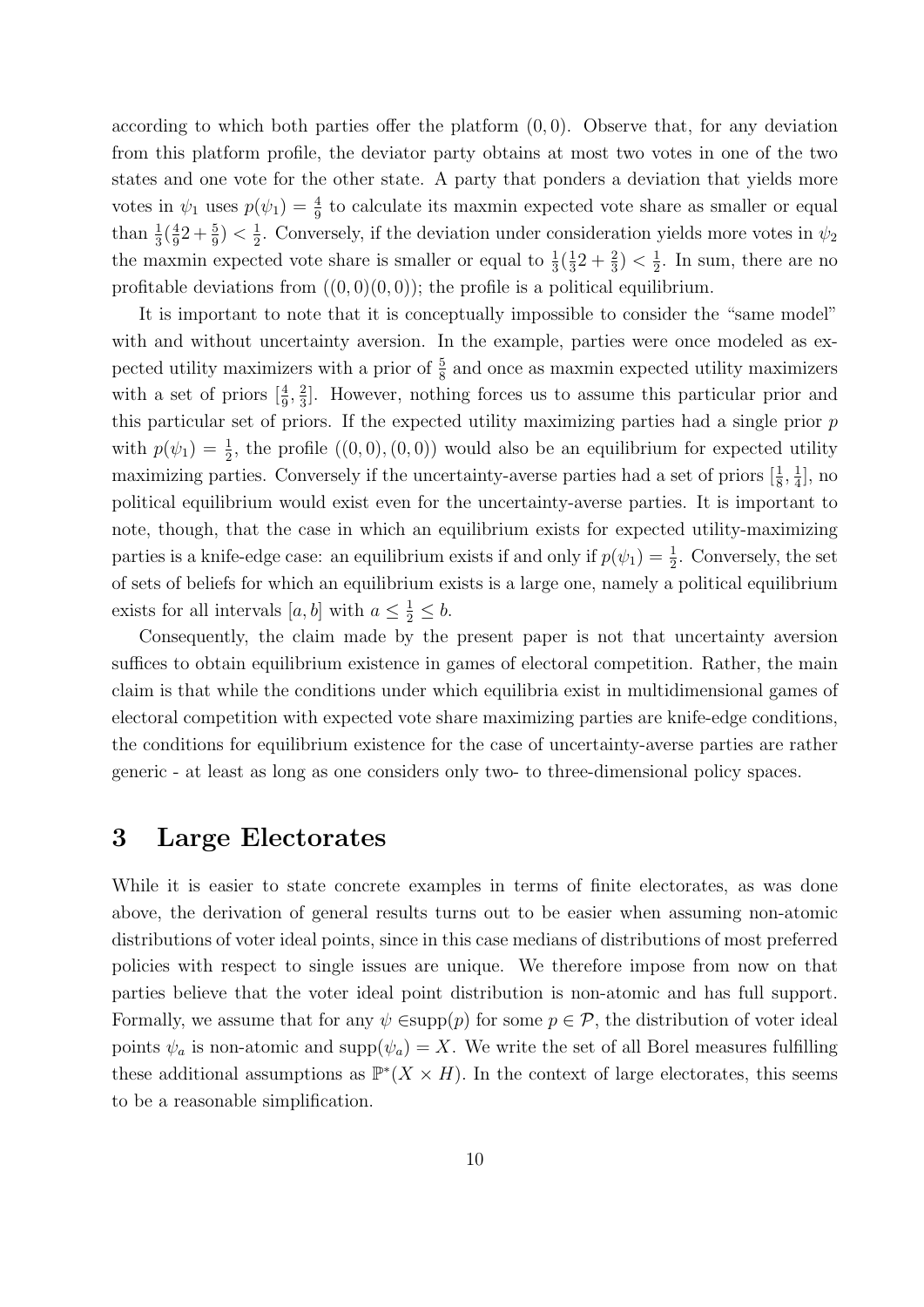according to which both parties offer the platform $(0,0)$. Observe that, for any deviation from this platform profile, the deviator party obtains at most two votes in one of the two states and one vote for the other state. A party that ponders a deviation that yields more votes in $\psi_1$ uses $p(\psi_1) = \frac{4}{9}$ to calculate its maxmin expected vote share as smaller or equal than $\frac{1}{3}(\frac{4}{9}2 + \frac{5}{9}) < \frac{1}{2}$. Conversely, if the deviation under consideration yields more votes in $\psi_2$ the maxmin expected vote share is smaller or equal to $\frac{1}{3}(\frac{1}{3}2 + \frac{2}{3}) < \frac{1}{2}$. In sum, there are no profitable deviations from $((0,0)(0,0))$; the profile is a political equilibrium.

It is important to note that it is conceptually impossible to consider the "same model" with and without uncertainty aversion. In the example, parties were once modeled as expected utility maximizers with a prior of $\frac{5}{8}$ and once as maxmin expected utility maximizers with a set of priors $[\frac{4}{9}, \frac{2}{3}]$. However, nothing forces us to assume this particular prior and this particular set of priors. If the expected utility maximizing parties had a single prior $p$ with $p(\psi_1) = \frac{1}{2}$, the profile $((0,0),(0,0))$ would also be an equilibrium for expected utility maximizing parties. Conversely if the uncertainty-averse parties had a set of priors $[\frac{1}{8}, \frac{1}{4}]$, no political equilibrium would exist even for the uncertainty-averse parties. It is important to note, though, that the case in which an equilibrium exists for expected utility-maximizing parties is a knife-edge case: an equilibrium exists if and only if $p(\psi_1) = \frac{1}{2}$. Conversely, the set of sets of beliefs for which an equilibrium exists is a large one, namely a political equilibrium exists for all intervals $[a,b]$ with $a \leq \frac{1}{2} \leq b$.

Consequently, the claim made by the present paper is not that uncertainty aversion suffices to obtain equilibrium existence in games of electoral competition. Rather, the main claim is that while the conditions under which equilibria exist in multidimensional games of electoral competition with expected vote share maximizing parties are knife-edge conditions, the conditions for equilibrium existence for the case of uncertainty-averse parties are rather generic - at least as long as one considers only two- to three-dimensional policy spaces.

# 3 Large Electorates

While it is easier to state concrete examples in terms of finite electorates, as was done above, the derivation of general results turns out to be easier when assuming non-atomic distributions of voter ideal points, since in this case medians of distributions of most preferred policies with respect to single issues are unique. We therefore impose from now on that parties believe that the voter ideal point distribution is non-atomic and has full support. Formally, we assume that for any $\psi \in \text{supp}(p)$ for some $p \in \mathcal{P}$, the distribution of voter ideal points $\psi_a$ is non-atomic and $\text{supp}(\psi_a) = X$. We write the set of all Borel measures fulfilling these additional assumptions as $\mathbb{P}^*(X \times H)$. In the context of large electorates, this seems to be a reasonable simplification.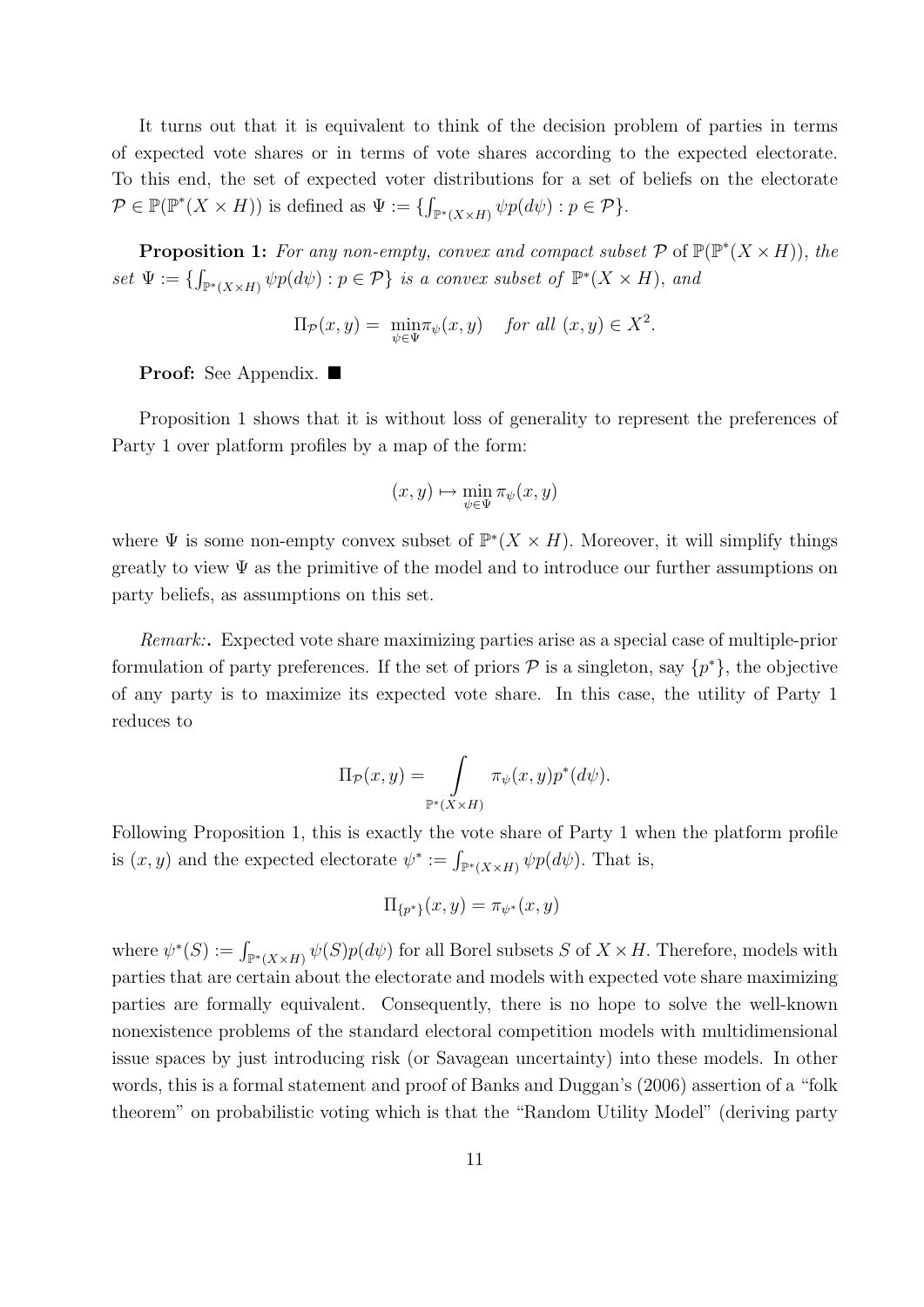It turns out that it is equivalent to think of the decision problem of parties in terms of expected vote shares or in terms of vote shares according to the expected electorate. To this end, the set of expected voter distributions for a set of beliefs on the electorate $\mathcal{P} \in \mathbb{P}(\mathbb{P}^*(X \times H))$ is defined as $\Psi := \{\int_{\mathbb{P}^*(X\times H)} \psi p(d\psi) : p \in \mathcal{P}\}$.

**Proposition 1:** *For any non-empty, convex and compact subset $\mathcal{P}$ of $\mathbb{P}(\mathbb{P}^*(X \times H))$, the set $\Psi := \{\int_{\mathbb{P}^*(X\times H)} \psi p(d\psi) : p \in \mathcal{P}\}$ is a convex subset of $\mathbb{P}^*(X \times H)$, and*

$$\Pi_{\mathcal{P}}(x, y) = \min_{\psi\in\Psi} \pi_\psi(x, y) \quad \textit{for all } (x, y) \in X^2.$$

**Proof:** See Appendix. ■

Proposition 1 shows that it is without loss of generality to represent the preferences of Party 1 over platform profiles by a map of the form:

$$(x, y) \mapsto \min_{\psi\in\Psi} \pi_\psi(x, y)$$

where $\Psi$ is some non-empty convex subset of $\mathbb{P}^*(X \times H)$. Moreover, it will simplify things greatly to view $\Psi$ as the primitive of the model and to introduce our further assumptions on party beliefs, as assumptions on this set.

*Remark:*. Expected vote share maximizing parties arise as a special case of multiple-prior formulation of party preferences. If the set of priors $\mathcal{P}$ is a singleton, say $\{p^*\}$, the objective of any party is to maximize its expected vote share. In this case, the utility of Party 1 reduces to

$$\Pi_{\mathcal{P}}(x, y) = \int_{\mathbb{P}^*(X\times H)} \pi_\psi(x, y) p^*(d\psi).$$

Following Proposition 1, this is exactly the vote share of Party 1 when the platform profile is $(x, y)$ and the expected electorate $\psi^* := \int_{\mathbb{P}^*(X\times H)} \psi p(d\psi)$. That is,

$$\Pi_{\{p^*\}}(x, y) = \pi_{\psi^*}(x, y)$$

where $\psi^*(S) := \int_{\mathbb{P}^*(X\times H)} \psi(S)p(d\psi)$ for all Borel subsets $S$ of $X \times H$. Therefore, models with parties that are certain about the electorate and models with expected vote share maximizing parties are formally equivalent. Consequently, there is no hope to solve the well-known nonexistence problems of the standard electoral competition models with multidimensional issue spaces by just introducing risk (or Savagean uncertainty) into these models. In other words, this is a formal statement and proof of Banks and Duggan's (2006) assertion of a "folk theorem" on probabilistic voting which is that the "Random Utility Model" (deriving party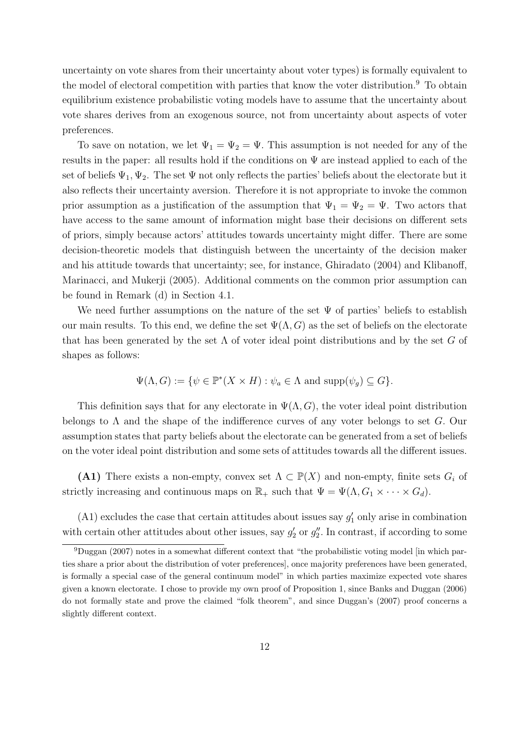uncertainty on vote shares from their uncertainty about voter types) is formally equivalent to the model of electoral competition with parties that know the voter distribution.[9] To obtain equilibrium existence probabilistic voting models have to assume that the uncertainty about vote shares derives from an exogenous source, not from uncertainty about aspects of voter preferences.

To save on notation, we let $\Psi_1 = \Psi_2 = \Psi$. This assumption is not needed for any of the results in the paper: all results hold if the conditions on $\Psi$ are instead applied to each of the set of beliefs $\Psi_1, \Psi_2$. The set $\Psi$ not only reflects the parties' beliefs about the electorate but it also reflects their uncertainty aversion. Therefore it is not appropriate to invoke the common prior assumption as a justification of the assumption that $\Psi_1 = \Psi_2 = \Psi$. Two actors that have access to the same amount of information might base their decisions on different sets of priors, simply because actors' attitudes towards uncertainty might differ. There are some decision-theoretic models that distinguish between the uncertainty of the decision maker and his attitude towards that uncertainty; see, for instance, Ghiradato (2004) and Klibanoff, Marinacci, and Mukerji (2005). Additional comments on the common prior assumption can be found in Remark (d) in Section 4.1.

We need further assumptions on the nature of the set $\Psi$ of parties' beliefs to establish our main results. To this end, we define the set $\Psi(\Lambda, G)$ as the set of beliefs on the electorate that has been generated by the set $\Lambda$ of voter ideal point distributions and by the set $G$ of shapes as follows:

$$\Psi(\Lambda, G) := \{\psi \in \mathbb{P}^*(X \times H) : \psi_a \in \Lambda \text{ and } \operatorname{supp}(\psi_g) \subseteq G\}.$$

This definition says that for any electorate in $\Psi(\Lambda, G)$, the voter ideal point distribution belongs to $\Lambda$ and the shape of the indifference curves of any voter belongs to set $G$. Our assumption states that party beliefs about the electorate can be generated from a set of beliefs on the voter ideal point distribution and some sets of attitudes towards all the different issues.

**(A1)** There exists a non-empty, convex set $\Lambda \subset \mathbb{P}(X)$ and non-empty, finite sets $G_i$ of strictly increasing and continuous maps on $\mathbb{R}_+$ such that $\Psi = \Psi(\Lambda, G_1 \times \cdots \times G_d)$.

(A1) excludes the case that certain attitudes about issues say $g_1'$ only arise in combination with certain other attitudes about other issues, say $g_2'$ or $g_2''$. In contrast, if according to some

[9] Duggan (2007) notes in a somewhat different context that "the probabilistic voting model [in which parties share a prior about the distribution of voter preferences], once majority preferences have been generated, is formally a special case of the general continuum model" in which parties maximize expected vote shares given a known electorate. I chose to provide my own proof of Proposition 1, since Banks and Duggan (2006) do not formally state and prove the claimed "folk theorem", and since Duggan's (2007) proof concerns a slightly different context.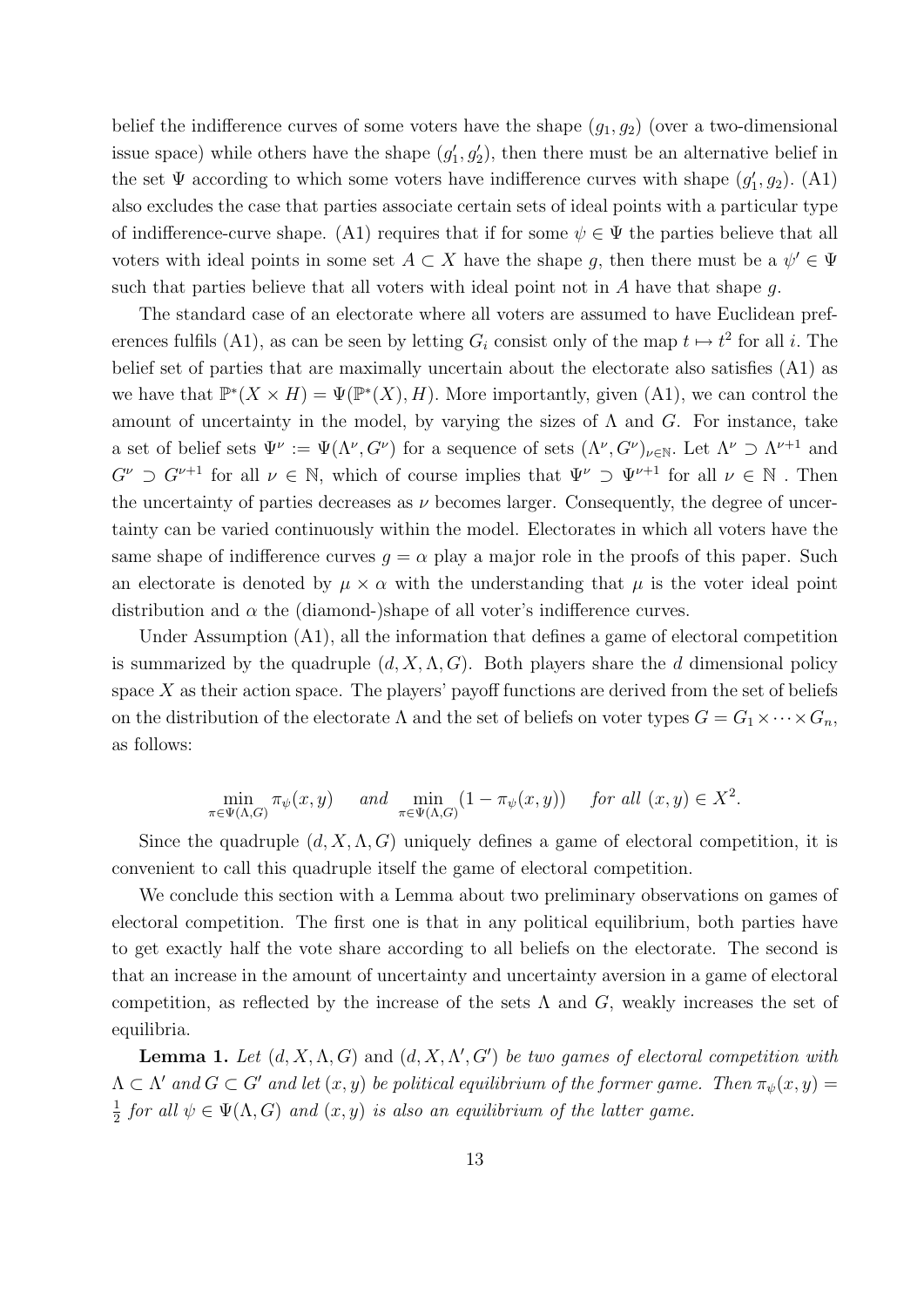belief the indifference curves of some voters have the shape $(g_1, g_2)$ (over a two-dimensional issue space) while others have the shape $(g_1', g_2')$, then there must be an alternative belief in the set $\Psi$ according to which some voters have indifference curves with shape $(g_1', g_2)$. (A1) also excludes the case that parties associate certain sets of ideal points with a particular type of indifference-curve shape. (A1) requires that if for some $\psi \in \Psi$ the parties believe that all voters with ideal points in some set $A \subset X$ have the shape $g$, then there must be a $\psi' \in \Psi$ such that parties believe that all voters with ideal point not in $A$ have that shape $g$.

The standard case of an electorate where all voters are assumed to have Euclidean preferences fulfils (A1), as can be seen by letting $G_i$ consist only of the map $t \mapsto t^2$ for all $i$. The belief set of parties that are maximally uncertain about the electorate also satisfies (A1) as we have that $\mathbb{P}^*(X \times H) = \Psi(\mathbb{P}^*(X), H)$. More importantly, given (A1), we can control the amount of uncertainty in the model, by varying the sizes of $\Lambda$ and $G$. For instance, take a set of belief sets $\Psi^\nu := \Psi(\Lambda^\nu, G^\nu)$ for a sequence of sets $(\Lambda^\nu, G^\nu)_{\nu \in \mathbb{N}}$. Let $\Lambda^\nu \supset \Lambda^{\nu+1}$ and $G^\nu \supset G^{\nu+1}$ for all $\nu \in \mathbb{N}$, which of course implies that $\Psi^\nu \supset \Psi^{\nu+1}$ for all $\nu \in \mathbb{N}$ . Then the uncertainty of parties decreases as $\nu$ becomes larger. Consequently, the degree of uncertainty can be varied continuously within the model. Electorates in which all voters have the same shape of indifference curves $g = \alpha$ play a major role in the proofs of this paper. Such an electorate is denoted by $\mu \times \alpha$ with the understanding that $\mu$ is the voter ideal point distribution and $\alpha$ the (diamond-)shape of all voter's indifference curves.

Under Assumption (A1), all the information that defines a game of electoral competition is summarized by the quadruple $(d, X, \Lambda, G)$. Both players share the $d$ dimensional policy space $X$ as their action space. The players' payoff functions are derived from the set of beliefs on the distribution of the electorate $\Lambda$ and the set of beliefs on voter types $G = G_1 \times \cdots \times G_n$, as follows:

$$\min_{\pi \in \Psi(\Lambda, G)} \pi_\psi(x, y) \quad \textit{and} \quad \min_{\pi \in \Psi(\Lambda, G)} (1 - \pi_\psi(x, y)) \quad \textit{for all } (x, y) \in X^2.$$

Since the quadruple $(d, X, \Lambda, G)$ uniquely defines a game of electoral competition, it is convenient to call this quadruple itself the game of electoral competition.

We conclude this section with a Lemma about two preliminary observations on games of electoral competition. The first one is that in any political equilibrium, both parties have to get exactly half the vote share according to all beliefs on the electorate. The second is that an increase in the amount of uncertainty and uncertainty aversion in a game of electoral competition, as reflected by the increase of the sets $\Lambda$ and $G$, weakly increases the set of equilibria.

**Lemma 1.** *Let* $(d, X, \Lambda, G)$ *and* $(d, X, \Lambda', G')$ *be two games of electoral competition with* $\Lambda \subset \Lambda'$ *and* $G \subset G'$ *and let* $(x, y)$ *be political equilibrium of the former game. Then* $\pi_\psi(x, y) = \frac{1}{2}$ *for all* $\psi \in \Psi(\Lambda, G)$ *and* $(x, y)$ *is also an equilibrium of the latter game.*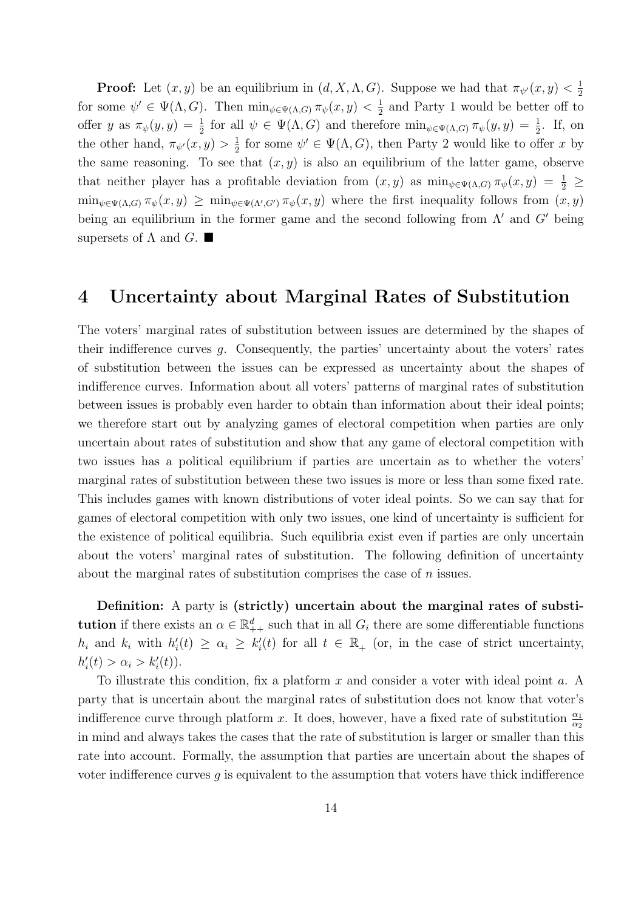**Proof:** Let $(x, y)$ be an equilibrium in $(d, X, \Lambda, G)$. Suppose we had that $\pi_{\psi'}(x, y) < \frac{1}{2}$ for some $\psi' \in \Psi(\Lambda, G)$. Then $\min_{\psi \in \Psi(\Lambda,G)} \pi_\psi(x, y) < \frac{1}{2}$ and Party 1 would be better off to offer $y$ as $\pi_\psi(y, y) = \frac{1}{2}$ for all $\psi \in \Psi(\Lambda, G)$ and therefore $\min_{\psi \in \Psi(\Lambda,G)} \pi_\psi(y, y) = \frac{1}{2}$. If, on the other hand, $\pi_{\psi'}(x, y) > \frac{1}{2}$ for some $\psi' \in \Psi(\Lambda, G)$, then Party 2 would like to offer $x$ by the same reasoning. To see that $(x, y)$ is also an equilibrium of the latter game, observe that neither player has a profitable deviation from $(x, y)$ as $\min_{\psi \in \Psi(\Lambda,G)} \pi_\psi(x, y) = \frac{1}{2} \geq \min_{\psi \in \Psi(\Lambda,G)} \pi_\psi(x, y) \geq \min_{\psi \in \Psi(\Lambda',G')} \pi_\psi(x, y)$ where the first inequality follows from $(x, y)$ being an equilibrium in the former game and the second following from $\Lambda'$ and $G'$ being supersets of $\Lambda$ and $G$. ■

# 4 Uncertainty about Marginal Rates of Substitution

The voters' marginal rates of substitution between issues are determined by the shapes of their indifference curves $g$. Consequently, the parties' uncertainty about the voters' rates of substitution between the issues can be expressed as uncertainty about the shapes of indifference curves. Information about all voters' patterns of marginal rates of substitution between issues is probably even harder to obtain than information about their ideal points; we therefore start out by analyzing games of electoral competition when parties are only uncertain about rates of substitution and show that any game of electoral competition with two issues has a political equilibrium if parties are uncertain as to whether the voters' marginal rates of substitution between these two issues is more or less than some fixed rate. This includes games with known distributions of voter ideal points. So we can say that for games of electoral competition with only two issues, one kind of uncertainty is sufficient for the existence of political equilibria. Such equilibria exist even if parties are only uncertain about the voters' marginal rates of substitution. The following definition of uncertainty about the marginal rates of substitution comprises the case of $n$ issues.

**Definition:** A party is **(strictly) uncertain about the marginal rates of substitution** if there exists an $\alpha \in \mathbb{R}^d_{++}$ such that in all $G_i$ there are some differentiable functions $h_i$ and $k_i$ with $h_i'(t) \geq \alpha_i \geq k_i'(t)$ for all $t \in \mathbb{R}_+$ (or, in the case of strict uncertainty, $h_i'(t) > \alpha_i > k_i'(t)$).

To illustrate this condition, fix a platform $x$ and consider a voter with ideal point $a$. A party that is uncertain about the marginal rates of substitution does not know that voter's indifference curve through platform $x$. It does, however, have a fixed rate of substitution $\frac{\alpha_1}{\alpha_2}$ in mind and always takes the cases that the rate of substitution is larger or smaller than this rate into account. Formally, the assumption that parties are uncertain about the shapes of voter indifference curves $g$ is equivalent to the assumption that voters have thick indifference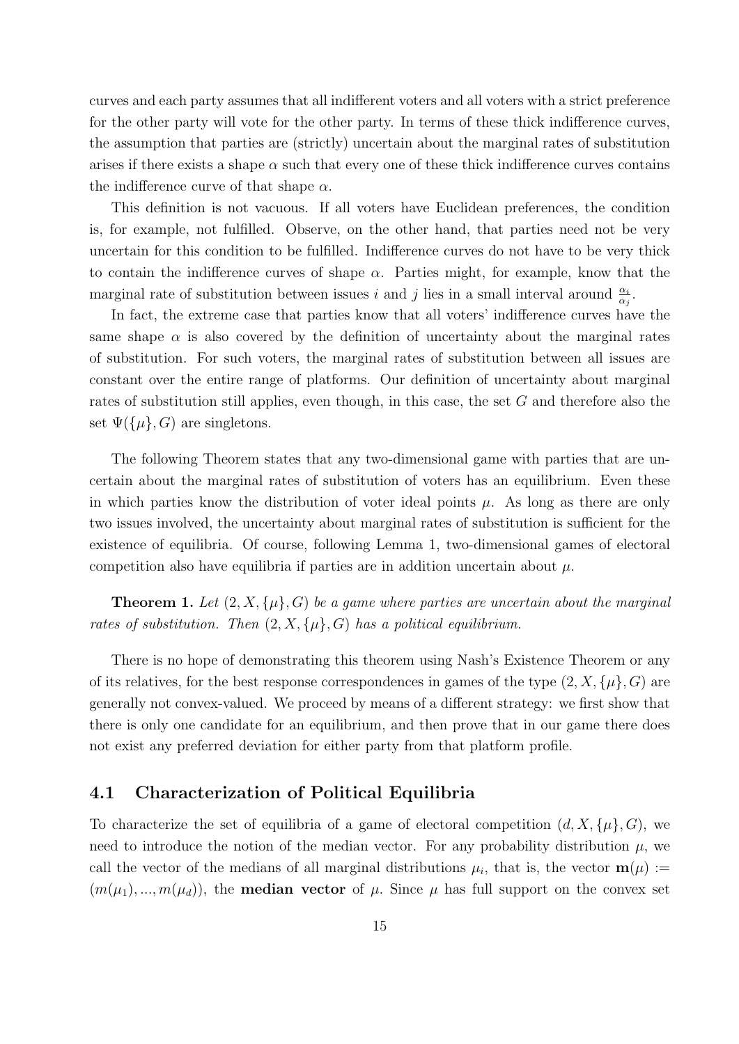curves and each party assumes that all indifferent voters and all voters with a strict preference for the other party will vote for the other party. In terms of these thick indifference curves, the assumption that parties are (strictly) uncertain about the marginal rates of substitution arises if there exists a shape $\alpha$ such that every one of these thick indifference curves contains the indifference curve of that shape $\alpha$.

This definition is not vacuous. If all voters have Euclidean preferences, the condition is, for example, not fulfilled. Observe, on the other hand, that parties need not be very uncertain for this condition to be fulfilled. Indifference curves do not have to be very thick to contain the indifference curves of shape $\alpha$. Parties might, for example, know that the marginal rate of substitution between issues $i$ and $j$ lies in a small interval around $\frac{\alpha_i}{\alpha_j}$.

In fact, the extreme case that parties know that all voters' indifference curves have the same shape $\alpha$ is also covered by the definition of uncertainty about the marginal rates of substitution. For such voters, the marginal rates of substitution between all issues are constant over the entire range of platforms. Our definition of uncertainty about marginal rates of substitution still applies, even though, in this case, the set $G$ and therefore also the set $\Psi(\{\mu\}, G)$ are singletons.

The following Theorem states that any two-dimensional game with parties that are uncertain about the marginal rates of substitution of voters has an equilibrium. Even these in which parties know the distribution of voter ideal points $\mu$. As long as there are only two issues involved, the uncertainty about marginal rates of substitution is sufficient for the existence of equilibria. Of course, following Lemma 1, two-dimensional games of electoral competition also have equilibria if parties are in addition uncertain about $\mu$.

**Theorem 1.** *Let $(2, X, \{\mu\}, G)$ be a game where parties are uncertain about the marginal rates of substitution. Then $(2, X, \{\mu\}, G)$ has a political equilibrium.*

There is no hope of demonstrating this theorem using Nash's Existence Theorem or any of its relatives, for the best response correspondences in games of the type $(2, X, \{\mu\}, G)$ are generally not convex-valued. We proceed by means of a different strategy: we first show that there is only one candidate for an equilibrium, and then prove that in our game there does not exist any preferred deviation for either party from that platform profile.

## 4.1 Characterization of Political Equilibria

To characterize the set of equilibria of a game of electoral competition $(d, X, \{\mu\}, G)$, we need to introduce the notion of the median vector. For any probability distribution $\mu$, we call the vector of the medians of all marginal distributions $\mu_i$, that is, the vector $\mathbf{m}(\mu) := (m(\mu_1), ..., m(\mu_d))$, the **median vector** of $\mu$. Since $\mu$ has full support on the convex set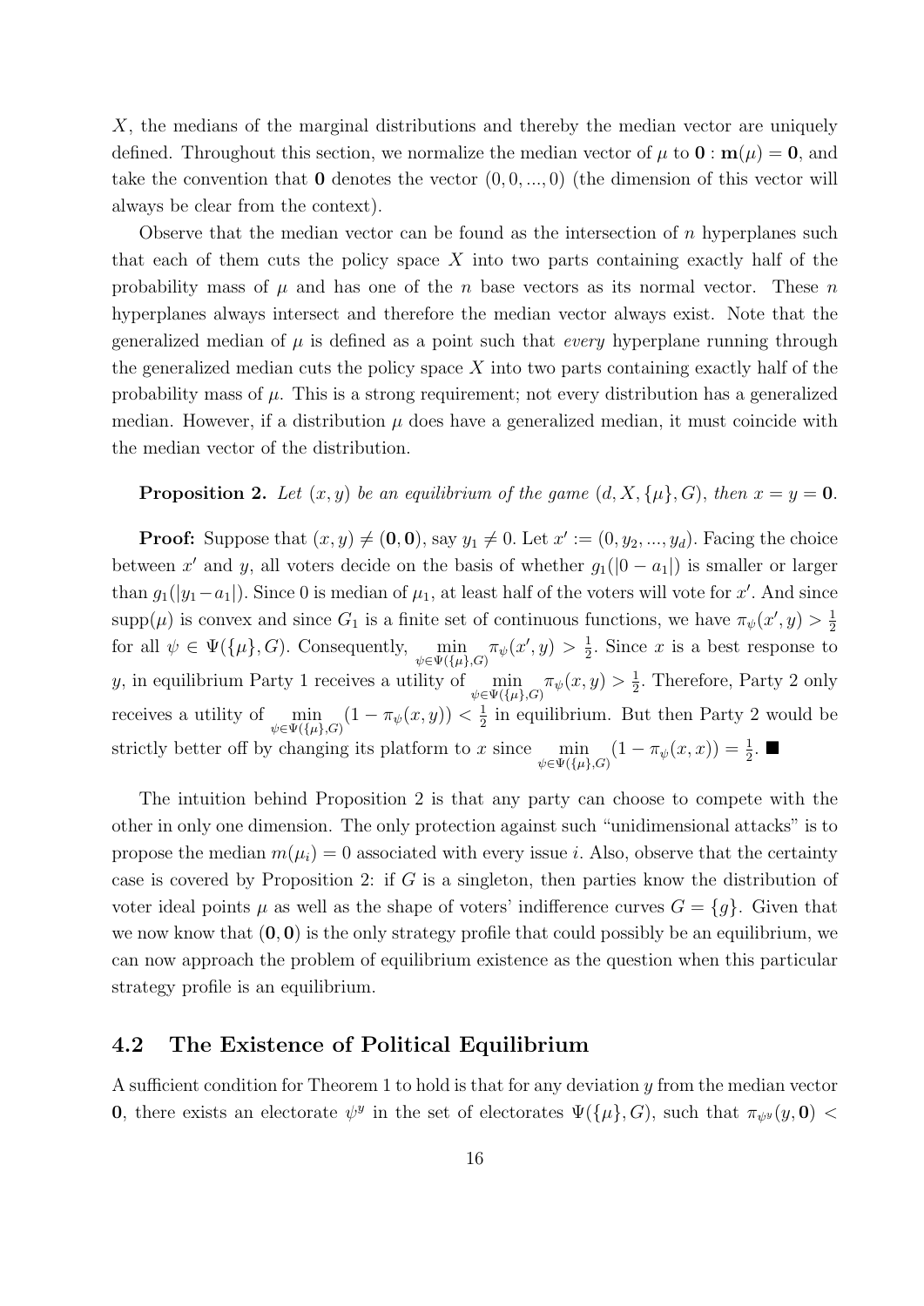$X$, the medians of the marginal distributions and thereby the median vector are uniquely defined. Throughout this section, we normalize the median vector of $\mu$ to $\mathbf{0} : \mathbf{m}(\mu) = \mathbf{0}$, and take the convention that $\mathbf{0}$ denotes the vector $(0, 0, ..., 0)$ (the dimension of this vector will always be clear from the context).

Observe that the median vector can be found as the intersection of $n$ hyperplanes such that each of them cuts the policy space $X$ into two parts containing exactly half of the probability mass of $\mu$ and has one of the $n$ base vectors as its normal vector. These $n$ hyperplanes always intersect and therefore the median vector always exist. Note that the generalized median of $\mu$ is defined as a point such that *every* hyperplane running through the generalized median cuts the policy space $X$ into two parts containing exactly half of the probability mass of $\mu$. This is a strong requirement; not every distribution has a generalized median. However, if a distribution $\mu$ does have a generalized median, it must coincide with the median vector of the distribution.

**Proposition 2.** *Let $(x, y)$ be an equilibrium of the game $(d, X, \{\mu\}, G)$, then $x = y = \mathbf{0}$.*

**Proof:** Suppose that $(x, y) \neq (\mathbf{0}, \mathbf{0})$, say $y_1 \neq 0$. Let $x' := (0, y_2, ..., y_d)$. Facing the choice between $x'$ and $y$, all voters decide on the basis of whether $g_1(|0 - a_1|)$ is smaller or larger than $g_1(|y_1 - a_1|)$. Since 0 is median of $\mu_1$, at least half of the voters will vote for $x'$. And since $\text{supp}(\mu)$ is convex and since $G_1$ is a finite set of continuous functions, we have $\pi_\psi(x', y) > \frac{1}{2}$ for all $\psi \in \Psi(\{\mu\}, G)$. Consequently, $\min_{\psi \in \Psi(\{\mu\}, G)} \pi_\psi(x', y) > \frac{1}{2}$. Since $x$ is a best response to $y$, in equilibrium Party 1 receives a utility of $\min_{\psi \in \Psi(\{\mu\}, G)} \pi_\psi(x, y) > \frac{1}{2}$. Therefore, Party 2 only receives a utility of $\min_{\psi \in \Psi(\{\mu\}, G)} (1 - \pi_\psi(x, y)) < \frac{1}{2}$ in equilibrium. But then Party 2 would be strictly better off by changing its platform to $x$ since $\min_{\psi \in \Psi(\{\mu\}, G)} (1 - \pi_\psi(x, x)) = \frac{1}{2}$. ■

The intuition behind Proposition 2 is that any party can choose to compete with the other in only one dimension. The only protection against such "unidimensional attacks" is to propose the median $m(\mu_i) = 0$ associated with every issue $i$. Also, observe that the certainty case is covered by Proposition 2: if $G$ is a singleton, then parties know the distribution of voter ideal points $\mu$ as well as the shape of voters' indifference curves $G = \{g\}$. Given that we now know that $(\mathbf{0}, \mathbf{0})$ is the only strategy profile that could possibly be an equilibrium, we can now approach the problem of equilibrium existence as the question when this particular strategy profile is an equilibrium.

## 4.2 The Existence of Political Equilibrium

A sufficient condition for Theorem 1 to hold is that for any deviation $y$ from the median vector $\mathbf{0}$, there exists an electorate $\psi^y$ in the set of electorates $\Psi(\{\mu\}, G)$, such that $\pi_{\psi^y}(y, \mathbf{0}) <$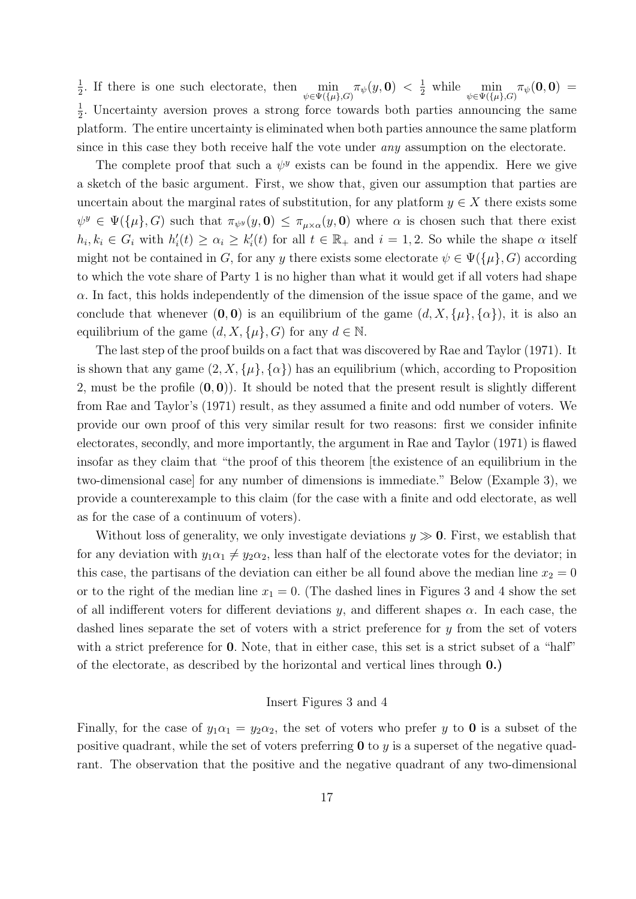$\frac{1}{2}$. If there is one such electorate, then $\min_{\psi \in \Psi(\{\mu\},G)} \pi_\psi(y, \mathbf{0}) < \frac{1}{2}$ while $\min_{\psi \in \Psi(\{\mu\},G)} \pi_\psi(\mathbf{0}, \mathbf{0}) = \frac{1}{2}$. Uncertainty aversion proves a strong force towards both parties announcing the same platform. The entire uncertainty is eliminated when both parties announce the same platform since in this case they both receive half the vote under *any* assumption on the electorate.

The complete proof that such a $\psi^y$ exists can be found in the appendix. Here we give a sketch of the basic argument. First, we show that, given our assumption that parties are uncertain about the marginal rates of substitution, for any platform $y \in X$ there exists some $\psi^y \in \Psi(\{\mu\}, G)$ such that $\pi_{\psi^y}(y, \mathbf{0}) \leq \pi_{\mu \times \alpha}(y, \mathbf{0})$ where $\alpha$ is chosen such that there exist $h_i, k_i \in G_i$ with $h_i'(t) \geq \alpha_i \geq k_i'(t)$ for all $t \in \mathbb{R}_+$ and $i = 1, 2$. So while the shape $\alpha$ itself might not be contained in $G$, for any $y$ there exists some electorate $\psi \in \Psi(\{\mu\}, G)$ according to which the vote share of Party 1 is no higher than what it would get if all voters had shape $\alpha$. In fact, this holds independently of the dimension of the issue space of the game, and we conclude that whenever $(\mathbf{0}, \mathbf{0})$ is an equilibrium of the game $(d, X, \{\mu\}, \{\alpha\})$, it is also an equilibrium of the game $(d, X, \{\mu\}, G)$ for any $d \in \mathbb{N}$.

The last step of the proof builds on a fact that was discovered by Rae and Taylor (1971). It is shown that any game $(2, X, \{\mu\}, \{\alpha\})$ has an equilibrium (which, according to Proposition 2, must be the profile $(\mathbf{0}, \mathbf{0})$). It should be noted that the present result is slightly different from Rae and Taylor's (1971) result, as they assumed a finite and odd number of voters. We provide our own proof of this very similar result for two reasons: first we consider infinite electorates, secondly, and more importantly, the argument in Rae and Taylor (1971) is flawed insofar as they claim that "the proof of this theorem [the existence of an equilibrium in the two-dimensional case] for any number of dimensions is immediate." Below (Example 3), we provide a counterexample to this claim (for the case with a finite and odd electorate, as well as for the case of a continuum of voters).

Without loss of generality, we only investigate deviations $y \gg \mathbf{0}$. First, we establish that for any deviation with $y_1\alpha_1 \neq y_2\alpha_2$, less than half of the electorate votes for the deviator; in this case, the partisans of the deviation can either be all found above the median line $x_2 = 0$ or to the right of the median line $x_1 = 0$. (The dashed lines in Figures 3 and 4 show the set of all indifferent voters for different deviations $y$, and different shapes $\alpha$. In each case, the dashed lines separate the set of voters with a strict preference for $y$ from the set of voters with a strict preference for $\mathbf{0}$. Note, that in either case, this set is a strict subset of a "half" of the electorate, as described by the horizontal and vertical lines through $\mathbf{0}$.**)**

Insert Figures 3 and 4

Finally, for the case of $y_1\alpha_1 = y_2\alpha_2$, the set of voters who prefer $y$ to $\mathbf{0}$ is a subset of the positive quadrant, while the set of voters preferring $\mathbf{0}$ to $y$ is a superset of the negative quadrant. The observation that the positive and the negative quadrant of any two-dimensional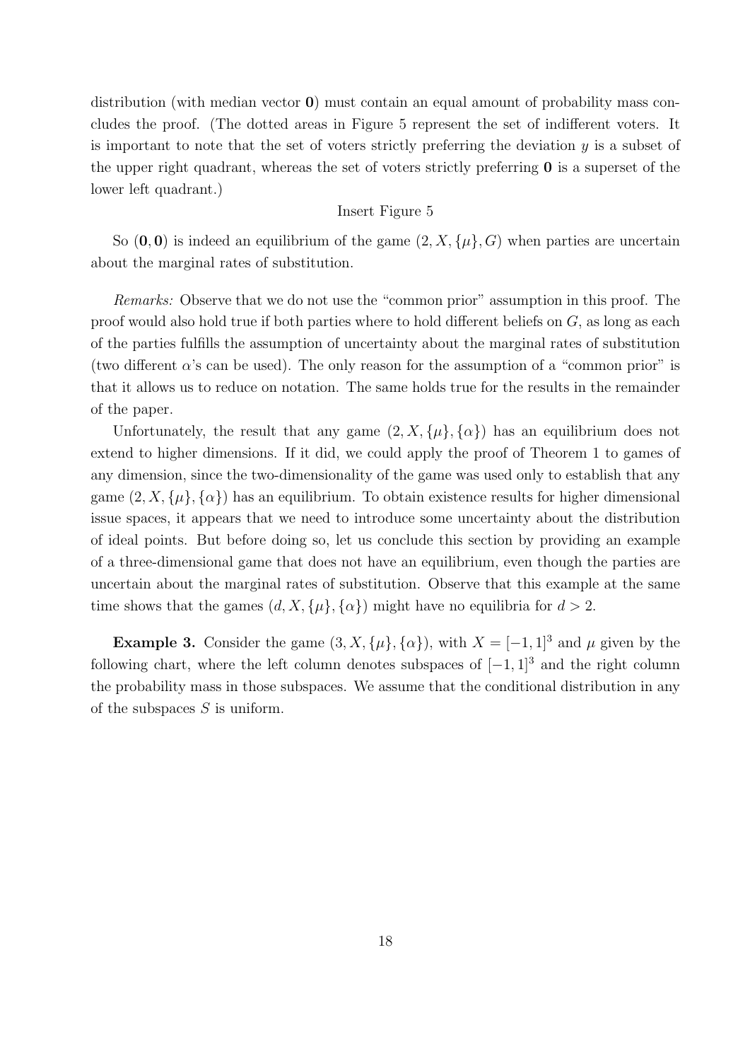distribution (with median vector $\mathbf{0}$) must contain an equal amount of probability mass concludes the proof. (The dotted areas in Figure 5 represent the set of indifferent voters. It is important to note that the set of voters strictly preferring the deviation $y$ is a subset of the upper right quadrant, whereas the set of voters strictly preferring $\mathbf{0}$ is a superset of the lower left quadrant.)

Insert Figure 5

So $(\mathbf{0}, \mathbf{0})$ is indeed an equilibrium of the game $(2, X, \{\mu\}, G)$ when parties are uncertain about the marginal rates of substitution.

*Remarks:* Observe that we do not use the "common prior" assumption in this proof. The proof would also hold true if both parties where to hold different beliefs on $G$, as long as each of the parties fulfills the assumption of uncertainty about the marginal rates of substitution (two different $\alpha$'s can be used). The only reason for the assumption of a "common prior" is that it allows us to reduce on notation. The same holds true for the results in the remainder of the paper.

Unfortunately, the result that any game $(2, X, \{\mu\}, \{\alpha\})$ has an equilibrium does not extend to higher dimensions. If it did, we could apply the proof of Theorem 1 to games of any dimension, since the two-dimensionality of the game was used only to establish that any game $(2, X, \{\mu\}, \{\alpha\})$ has an equilibrium. To obtain existence results for higher dimensional issue spaces, it appears that we need to introduce some uncertainty about the distribution of ideal points. But before doing so, let us conclude this section by providing an example of a three-dimensional game that does not have an equilibrium, even though the parties are uncertain about the marginal rates of substitution. Observe that this example at the same time shows that the games $(d, X, \{\mu\}, \{\alpha\})$ might have no equilibria for $d > 2$.

**Example 3.** Consider the game $(3, X, \{\mu\}, \{\alpha\})$, with $X = [-1, 1]^3$ and $\mu$ given by the following chart, where the left column denotes subspaces of $[-1, 1]^3$ and the right column the probability mass in those subspaces. We assume that the conditional distribution in any of the subspaces $S$ is uniform.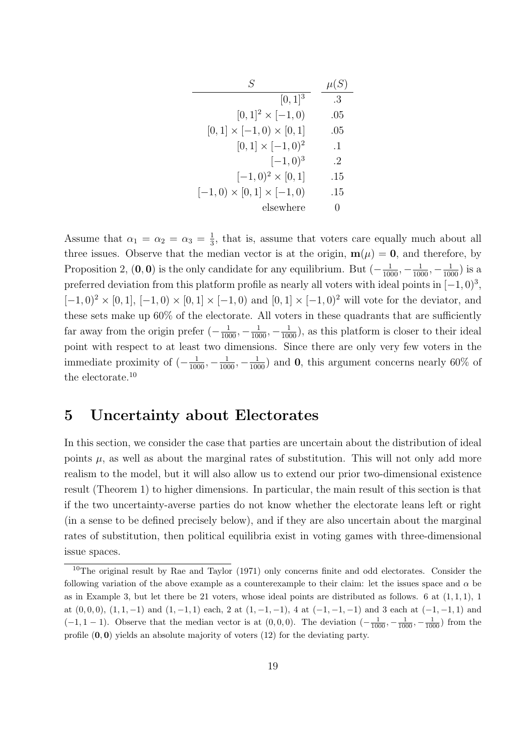| $S$ | $\mu(S)$ |
|---:|:---:|
| $[0,1]^3$ | .3 |
| $[0,1]^2 \times [-1,0)$ | .05 |
| $[0,1] \times [-1,0) \times [0,1]$ | .05 |
| $[0,1] \times [-1,0)^2$ | .1 |
| $[-1,0)^3$ | .2 |
| $[-1,0)^2 \times [0,1]$ | .15 |
| $[-1,0) \times [0,1] \times [-1,0)$ | .15 |
| elsewhere | 0 |

Assume that $\alpha_1 = \alpha_2 = \alpha_3 = \frac{1}{3}$, that is, assume that voters care equally much about all three issues. Observe that the median vector is at the origin, $\mathbf{m}(\mu) = \mathbf{0}$, and therefore, by Proposition 2, $(\mathbf{0}, \mathbf{0})$ is the only candidate for any equilibrium. But $(-\frac{1}{1000}, -\frac{1}{1000}, -\frac{1}{1000})$ is a preferred deviation from this platform profile as nearly all voters with ideal points in $[-1,0)^3$, $[-1,0)^2 \times [0,1]$, $[-1,0) \times [0,1] \times [-1,0)$ and $[0,1] \times [-1,0)^2$ will vote for the deviator, and these sets make up 60% of the electorate. All voters in these quadrants that are sufficiently far away from the origin prefer $(-\frac{1}{1000}, -\frac{1}{1000}, -\frac{1}{1000})$, as this platform is closer to their ideal point with respect to at least two dimensions. Since there are only very few voters in the immediate proximity of $(-\frac{1}{1000}, -\frac{1}{1000}, -\frac{1}{1000})$ and $\mathbf{0}$, this argument concerns nearly 60% of the electorate.[10]

## 5 Uncertainty about Electorates

In this section, we consider the case that parties are uncertain about the distribution of ideal points $\mu$, as well as about the marginal rates of substitution. This will not only add more realism to the model, but it will also allow us to extend our prior two-dimensional existence result (Theorem 1) to higher dimensions. In particular, the main result of this section is that if the two uncertainty-averse parties do not know whether the electorate leans left or right (in a sense to be defined precisely below), and if they are also uncertain about the marginal rates of substitution, then political equilibria exist in voting games with three-dimensional issue spaces.

[10] The original result by Rae and Taylor (1971) only concerns finite and odd electorates. Consider the following variation of the above example as a counterexample to their claim: let the issues space and $\alpha$ be as in Example 3, but let there be 21 voters, whose ideal points are distributed as follows. 6 at $(1,1,1)$, 1 at $(0,0,0)$, $(1,1,-1)$ and $(1,-1,1)$ each, 2 at $(1,-1,-1)$, 4 at $(-1,-1,-1)$ and 3 each at $(-1,-1,1)$ and $(-1,1-1)$. Observe that the median vector is at $(0,0,0)$. The deviation $(-\frac{1}{1000}, -\frac{1}{1000}, -\frac{1}{1000})$ from the profile $(\mathbf{0}, \mathbf{0})$ yields an absolute majority of voters (12) for the deviating party.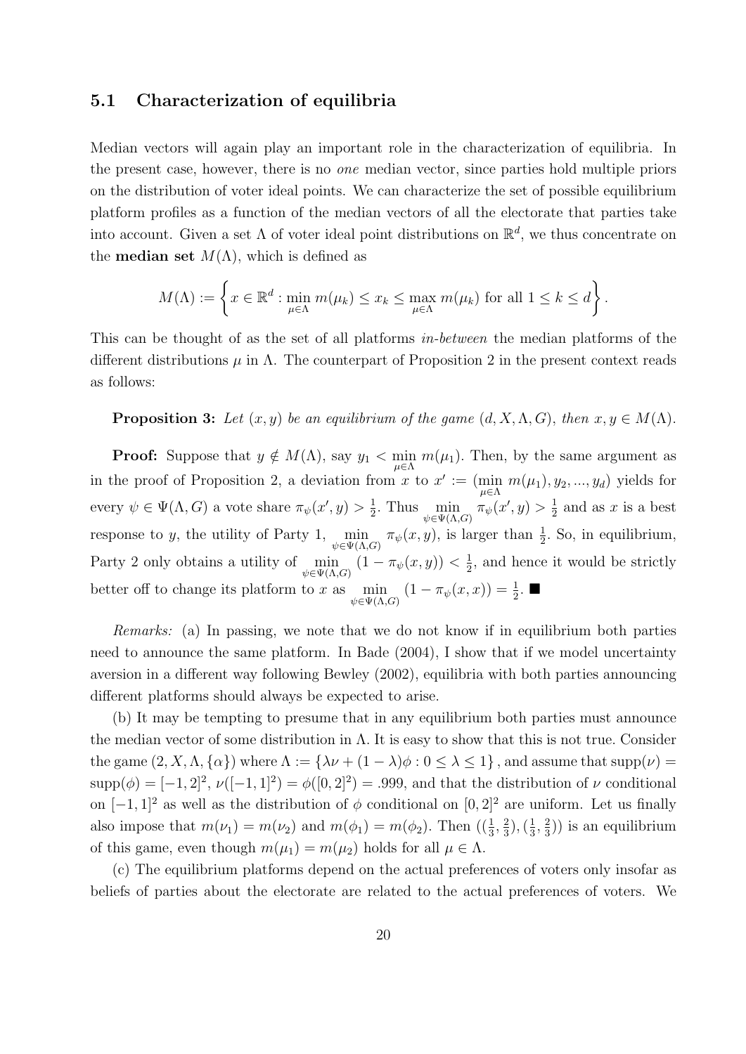### 5.1 Characterization of equilibria

Median vectors will again play an important role in the characterization of equilibria. In the present case, however, there is no *one* median vector, since parties hold multiple priors on the distribution of voter ideal points. We can characterize the set of possible equilibrium platform profiles as a function of the median vectors of all the electorate that parties take into account. Given a set $\Lambda$ of voter ideal point distributions on $\mathbb{R}^d$, we thus concentrate on the **median set** $M(\Lambda)$, which is defined as

$$M(\Lambda) := \left\{ x \in \mathbb{R}^d : \min_{\mu \in \Lambda} m(\mu_k) \leq x_k \leq \max_{\mu \in \Lambda} m(\mu_k) \text{ for all } 1 \leq k \leq d \right\}.$$

This can be thought of as the set of all platforms *in-between* the median platforms of the different distributions $\mu$ in $\Lambda$. The counterpart of Proposition 2 in the present context reads as follows:

**Proposition 3:** *Let $(x, y)$ be an equilibrium of the game $(d, X, \Lambda, G)$, then $x, y \in M(\Lambda)$.*

**Proof:** Suppose that $y \notin M(\Lambda)$, say $y_1 < \min_{\mu \in \Lambda} m(\mu_1)$. Then, by the same argument as in the proof of Proposition 2, a deviation from $x$ to $x' := (\min_{\mu \in \Lambda} m(\mu_1), y_2, ..., y_d)$ yields for every $\psi \in \Psi(\Lambda, G)$ a vote share $\pi_\psi(x', y) > \frac{1}{2}$. Thus $\min_{\psi \in \Psi(\Lambda,G)} \pi_\psi(x', y) > \frac{1}{2}$ and as $x$ is a best response to $y$, the utility of Party 1, $\min_{\psi \in \Psi(\Lambda,G)} \pi_\psi(x, y)$, is larger than $\frac{1}{2}$. So, in equilibrium, Party 2 only obtains a utility of $\min_{\psi \in \Psi(\Lambda,G)} (1 - \pi_\psi(x, y)) < \frac{1}{2}$, and hence it would be strictly better off to change its platform to $x$ as $\min_{\psi \in \Psi(\Lambda,G)} (1 - \pi_\psi(x, x)) = \frac{1}{2}$. ■

*Remarks:* (a) In passing, we note that we do not know if in equilibrium both parties need to announce the same platform. In Bade (2004), I show that if we model uncertainty aversion in a different way following Bewley (2002), equilibria with both parties announcing different platforms should always be expected to arise.

(b) It may be tempting to presume that in any equilibrium both parties must announce the median vector of some distribution in $\Lambda$. It is easy to show that this is not true. Consider the game $(2, X, \Lambda, \{\alpha\})$ where $\Lambda := \{\lambda\nu + (1 - \lambda)\phi : 0 \leq \lambda \leq 1\}$, and assume that $\text{supp}(\nu) = \text{supp}(\phi) = [-1, 2]^2$, $\nu([-1, 1]^2) = \phi([0, 2]^2) = .999$, and that the distribution of $\nu$ conditional on $[-1, 1]^2$ as well as the distribution of $\phi$ conditional on $[0, 2]^2$ are uniform. Let us finally also impose that $m(\nu_1) = m(\nu_2)$ and $m(\phi_1) = m(\phi_2)$. Then $((\frac{1}{3}, \frac{2}{3}), (\frac{1}{3}, \frac{2}{3}))$ is an equilibrium of this game, even though $m(\mu_1) = m(\mu_2)$ holds for all $\mu \in \Lambda$.

(c) The equilibrium platforms depend on the actual preferences of voters only insofar as beliefs of parties about the electorate are related to the actual preferences of voters. We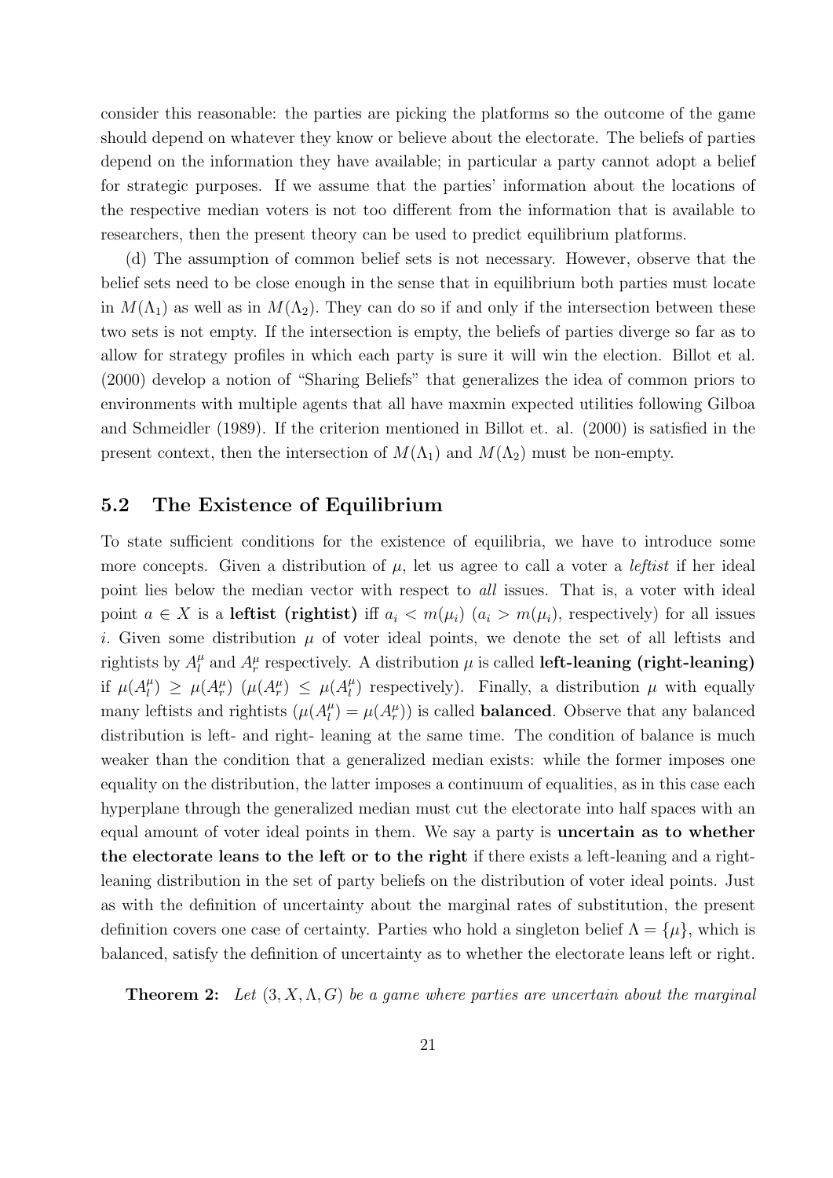consider this reasonable: the parties are picking the platforms so the outcome of the game should depend on whatever they know or believe about the electorate. The beliefs of parties depend on the information they have available; in particular a party cannot adopt a belief for strategic purposes. If we assume that the parties' information about the locations of the respective median voters is not too different from the information that is available to researchers, then the present theory can be used to predict equilibrium platforms.

(d) The assumption of common belief sets is not necessary. However, observe that the belief sets need to be close enough in the sense that in equilibrium both parties must locate in $M(\Lambda_1)$ as well as in $M(\Lambda_2)$. They can do so if and only if the intersection between these two sets is not empty. If the intersection is empty, the beliefs of parties diverge so far as to allow for strategy profiles in which each party is sure it will win the election. Billot et al. (2000) develop a notion of "Sharing Beliefs" that generalizes the idea of common priors to environments with multiple agents that all have maxmin expected utilities following Gilboa and Schmeidler (1989). If the criterion mentioned in Billot et. al. (2000) is satisfied in the present context, then the intersection of $M(\Lambda_1)$ and $M(\Lambda_2)$ must be non-empty.

## 5.2 The Existence of Equilibrium

To state sufficient conditions for the existence of equilibria, we have to introduce some more concepts. Given a distribution of $\mu$, let us agree to call a voter a *leftist* if her ideal point lies below the median vector with respect to *all* issues. That is, a voter with ideal point $a \in X$ is a **leftist (rightist)** iff $a_i < m(\mu_i)$ ($a_i > m(\mu_i)$, respectively) for all issues $i$. Given some distribution $\mu$ of voter ideal points, we denote the set of all leftists and rightists by $A_l^\mu$ and $A_r^\mu$ respectively. A distribution $\mu$ is called **left-leaning (right-leaning)** if $\mu(A_l^\mu) \geq \mu(A_r^\mu)$ ($\mu(A_r^\mu) \leq \mu(A_l^\mu)$ respectively). Finally, a distribution $\mu$ with equally many leftists and rightists ($\mu(A_l^\mu) = \mu(A_r^\mu)$) is called **balanced**. Observe that any balanced distribution is left- and right- leaning at the same time. The condition of balance is much weaker than the condition that a generalized median exists: while the former imposes one equality on the distribution, the latter imposes a continuum of equalities, as in this case each hyperplane through the generalized median must cut the electorate into half spaces with an equal amount of voter ideal points in them. We say a party is **uncertain as to whether the electorate leans to the left or to the right** if there exists a left-leaning and a right-leaning distribution in the set of party beliefs on the distribution of voter ideal points. Just as with the definition of uncertainty about the marginal rates of substitution, the present definition covers one case of certainty. Parties who hold a singleton belief $\Lambda = \{\mu\}$, which is balanced, satisfy the definition of uncertainty as to whether the electorate leans left or right.

**Theorem 2:** *Let $(3, X, \Lambda, G)$ be a game where parties are uncertain about the marginal*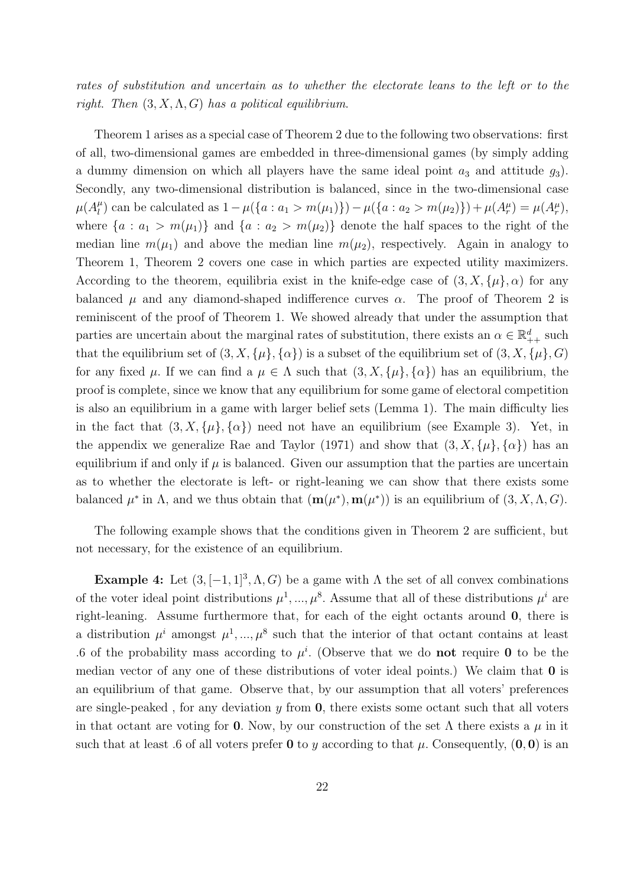*rates of substitution and uncertain as to whether the electorate leans to the left or to the right. Then $(3, X, \Lambda, G)$ has a political equilibrium.*

Theorem 1 arises as a special case of Theorem 2 due to the following two observations: first of all, two-dimensional games are embedded in three-dimensional games (by simply adding a dummy dimension on which all players have the same ideal point $a_3$ and attitude $g_3$). Secondly, any two-dimensional distribution is balanced, since in the two-dimensional case $\mu(A_l^\mu)$ can be calculated as $1 - \mu(\{a : a_1 > m(\mu_1)\}) - \mu(\{a : a_2 > m(\mu_2)\}) + \mu(A_r^\mu) = \mu(A_r^\mu)$, where $\{a : a_1 > m(\mu_1)\}$ and $\{a : a_2 > m(\mu_2)\}$ denote the half spaces to the right of the median line $m(\mu_1)$ and above the median line $m(\mu_2)$, respectively. Again in analogy to Theorem 1, Theorem 2 covers one case in which parties are expected utility maximizers. According to the theorem, equilibria exist in the knife-edge case of $(3, X, \{\mu\}, \alpha)$ for any balanced $\mu$ and any diamond-shaped indifference curves $\alpha$. The proof of Theorem 2 is reminiscent of the proof of Theorem 1. We showed already that under the assumption that parties are uncertain about the marginal rates of substitution, there exists an $\alpha \in \mathbb{R}^d_{++}$ such that the equilibrium set of $(3, X, \{\mu\}, \{\alpha\})$ is a subset of the equilibrium set of $(3, X, \{\mu\}, G)$ for any fixed $\mu$. If we can find a $\mu \in \Lambda$ such that $(3, X, \{\mu\}, \{\alpha\})$ has an equilibrium, the proof is complete, since we know that any equilibrium for some game of electoral competition is also an equilibrium in a game with larger belief sets (Lemma 1). The main difficulty lies in the fact that $(3, X, \{\mu\}, \{\alpha\})$ need not have an equilibrium (see Example 3). Yet, in the appendix we generalize Rae and Taylor (1971) and show that $(3, X, \{\mu\}, \{\alpha\})$ has an equilibrium if and only if $\mu$ is balanced. Given our assumption that the parties are uncertain as to whether the electorate is left- or right-leaning we can show that there exists some balanced $\mu^*$ in $\Lambda$, and we thus obtain that $(\mathbf{m}(\mu^*), \mathbf{m}(\mu^*))$ is an equilibrium of $(3, X, \Lambda, G)$.

The following example shows that the conditions given in Theorem 2 are sufficient, but not necessary, for the existence of an equilibrium.

**Example 4:** Let $(3, [-1, 1]^3, \Lambda, G)$ be a game with $\Lambda$ the set of all convex combinations of the voter ideal point distributions $\mu^1, ..., \mu^8$. Assume that all of these distributions $\mu^i$ are right-leaning. Assume furthermore that, for each of the eight octants around $\mathbf{0}$, there is a distribution $\mu^i$ amongst $\mu^1, ..., \mu^8$ such that the interior of that octant contains at least .6 of the probability mass according to $\mu^i$. (Observe that we do **not** require $\mathbf{0}$ to be the median vector of any one of these distributions of voter ideal points.) We claim that $\mathbf{0}$ is an equilibrium of that game. Observe that, by our assumption that all voters' preferences are single-peaked , for any deviation $y$ from $\mathbf{0}$, there exists some octant such that all voters in that octant are voting for $\mathbf{0}$. Now, by our construction of the set $\Lambda$ there exists a $\mu$ in it such that at least .6 of all voters prefer $\mathbf{0}$ to $y$ according to that $\mu$. Consequently, $(\mathbf{0}, \mathbf{0})$ is an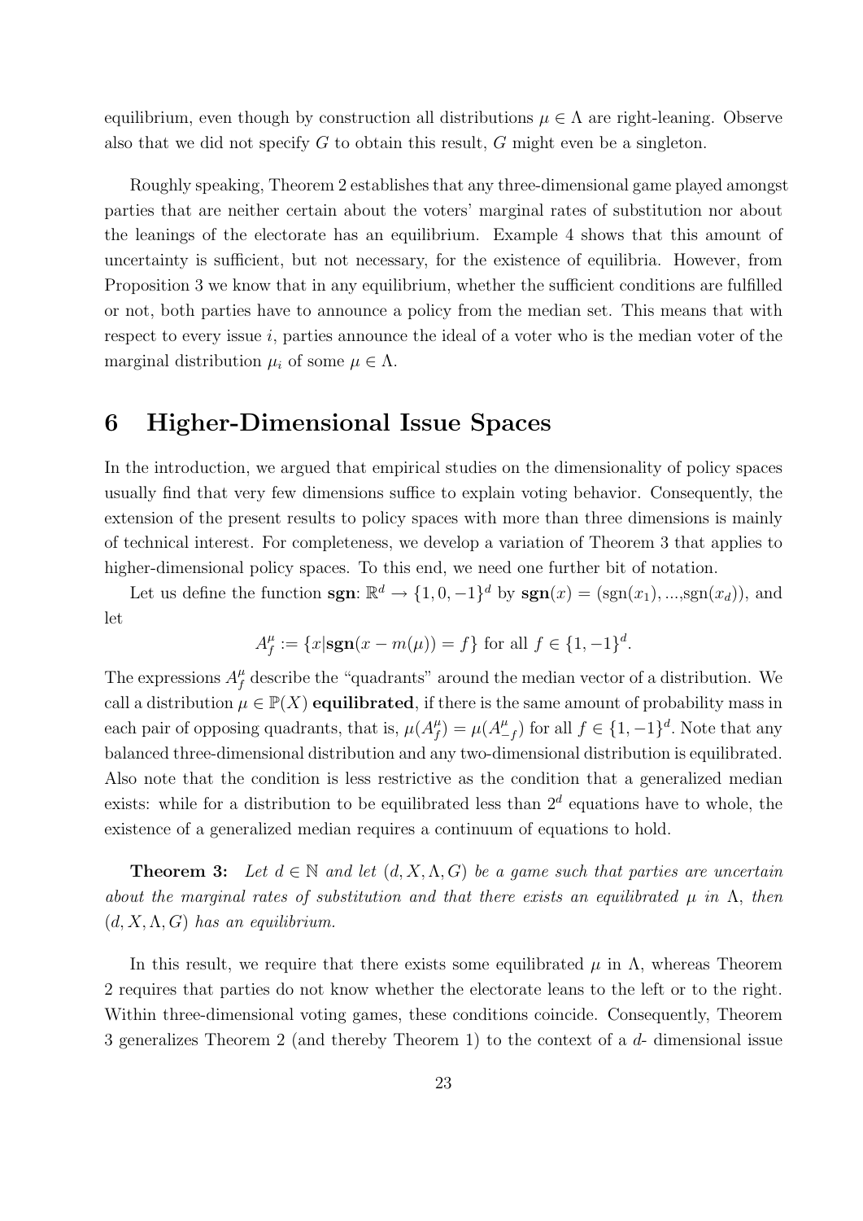equilibrium, even though by construction all distributions $\mu \in \Lambda$ are right-leaning. Observe also that we did not specify $G$ to obtain this result, $G$ might even be a singleton.

Roughly speaking, Theorem 2 establishes that any three-dimensional game played amongst parties that are neither certain about the voters' marginal rates of substitution nor about the leanings of the electorate has an equilibrium. Example 4 shows that this amount of uncertainty is sufficient, but not necessary, for the existence of equilibria. However, from Proposition 3 we know that in any equilibrium, whether the sufficient conditions are fulfilled or not, both parties have to announce a policy from the median set. This means that with respect to every issue $i$, parties announce the ideal of a voter who is the median voter of the marginal distribution $\mu_i$ of some $\mu \in \Lambda$.

# 6 Higher-Dimensional Issue Spaces

In the introduction, we argued that empirical studies on the dimensionality of policy spaces usually find that very few dimensions suffice to explain voting behavior. Consequently, the extension of the present results to policy spaces with more than three dimensions is mainly of technical interest. For completeness, we develop a variation of Theorem 3 that applies to higher-dimensional policy spaces. To this end, we need one further bit of notation.

Let us define the function $\mathbf{sgn}$: $\mathbb{R}^d \to \{1, 0, -1\}^d$ by $\mathbf{sgn}(x) = (\text{sgn}(x_1), ..., \text{sgn}(x_d))$, and let

$$A^{\mu}_{f} := \{x | \mathbf{sgn}(x - m(\mu)) = f\} \text{ for all } f \in \{1, -1\}^d.$$

The expressions $A^{\mu}_{f}$ describe the "quadrants" around the median vector of a distribution. We call a distribution $\mu \in \mathbb{P}(X)$ **equilibrated**, if there is the same amount of probability mass in each pair of opposing quadrants, that is, $\mu(A^{\mu}_{f}) = \mu(A^{\mu}_{-f})$ for all $f \in \{1, -1\}^d$. Note that any balanced three-dimensional distribution and any two-dimensional distribution is equilibrated. Also note that the condition is less restrictive as the condition that a generalized median exists: while for a distribution to be equilibrated less than $2^d$ equations have to whole, the existence of a generalized median requires a continuum of equations to hold.

**Theorem 3:** *Let $d \in \mathbb{N}$ and let $(d, X, \Lambda, G)$ be a game such that parties are uncertain about the marginal rates of substitution and that there exists an equilibrated $\mu$ in $\Lambda$, then $(d, X, \Lambda, G)$ has an equilibrium.*

In this result, we require that there exists some equilibrated $\mu$ in $\Lambda$, whereas Theorem 2 requires that parties do not know whether the electorate leans to the left or to the right. Within three-dimensional voting games, these conditions coincide. Consequently, Theorem 3 generalizes Theorem 2 (and thereby Theorem 1) to the context of a $d$- dimensional issue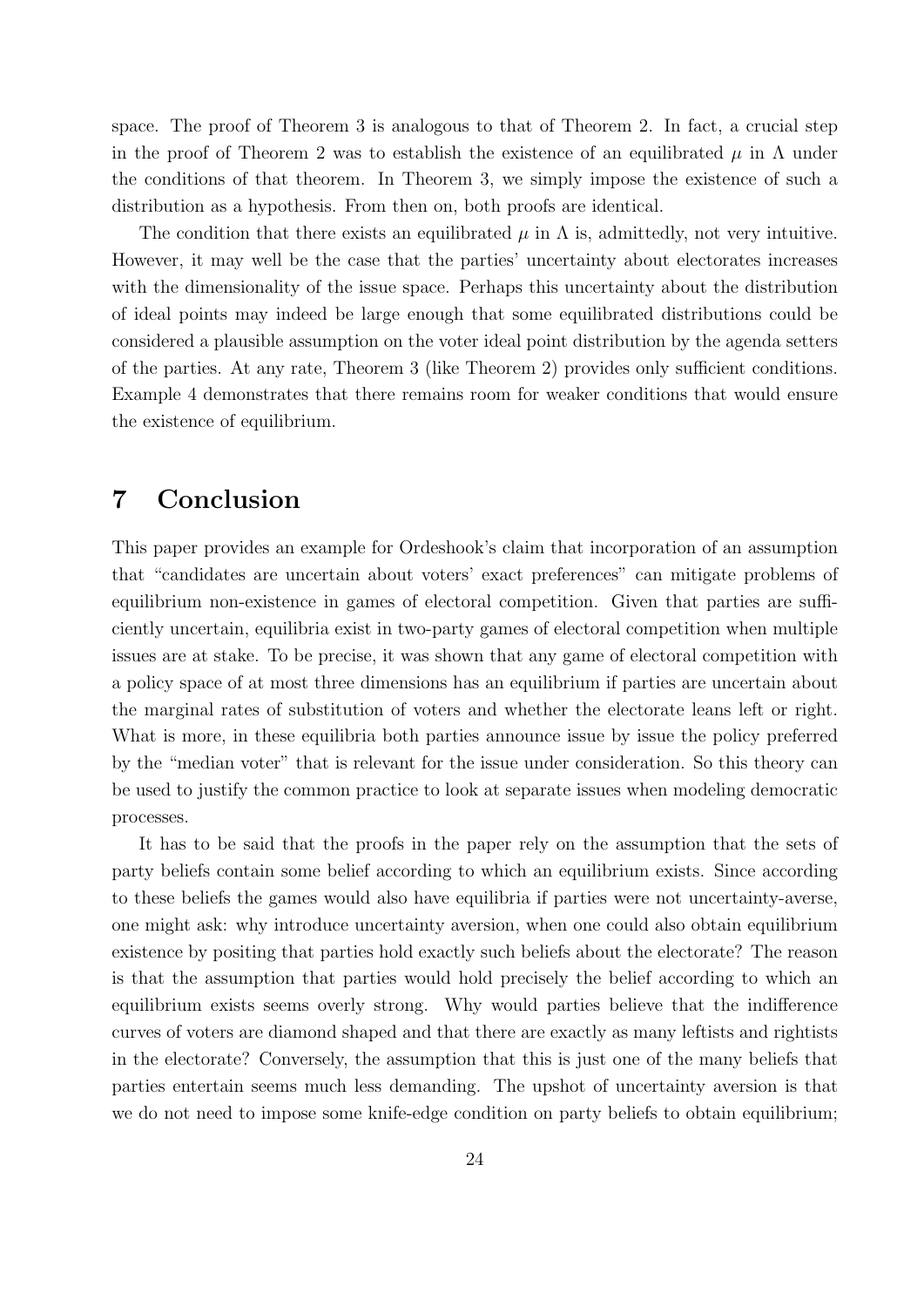space. The proof of Theorem 3 is analogous to that of Theorem 2. In fact, a crucial step in the proof of Theorem 2 was to establish the existence of an equilibrated $\mu$ in $\Lambda$ under the conditions of that theorem. In Theorem 3, we simply impose the existence of such a distribution as a hypothesis. From then on, both proofs are identical.

The condition that there exists an equilibrated $\mu$ in $\Lambda$ is, admittedly, not very intuitive. However, it may well be the case that the parties' uncertainty about electorates increases with the dimensionality of the issue space. Perhaps this uncertainty about the distribution of ideal points may indeed be large enough that some equilibrated distributions could be considered a plausible assumption on the voter ideal point distribution by the agenda setters of the parties. At any rate, Theorem 3 (like Theorem 2) provides only sufficient conditions. Example 4 demonstrates that there remains room for weaker conditions that would ensure the existence of equilibrium.

# 7 Conclusion

This paper provides an example for Ordeshook's claim that incorporation of an assumption that "candidates are uncertain about voters' exact preferences" can mitigate problems of equilibrium non-existence in games of electoral competition. Given that parties are sufficiently uncertain, equilibria exist in two-party games of electoral competition when multiple issues are at stake. To be precise, it was shown that any game of electoral competition with a policy space of at most three dimensions has an equilibrium if parties are uncertain about the marginal rates of substitution of voters and whether the electorate leans left or right. What is more, in these equilibria both parties announce issue by issue the policy preferred by the "median voter" that is relevant for the issue under consideration. So this theory can be used to justify the common practice to look at separate issues when modeling democratic processes.

It has to be said that the proofs in the paper rely on the assumption that the sets of party beliefs contain some belief according to which an equilibrium exists. Since according to these beliefs the games would also have equilibria if parties were not uncertainty-averse, one might ask: why introduce uncertainty aversion, when one could also obtain equilibrium existence by positing that parties hold exactly such beliefs about the electorate? The reason is that the assumption that parties would hold precisely the belief according to which an equilibrium exists seems overly strong. Why would parties believe that the indifference curves of voters are diamond shaped and that there are exactly as many leftists and rightists in the electorate? Conversely, the assumption that this is just one of the many beliefs that parties entertain seems much less demanding. The upshot of uncertainty aversion is that we do not need to impose some knife-edge condition on party beliefs to obtain equilibrium;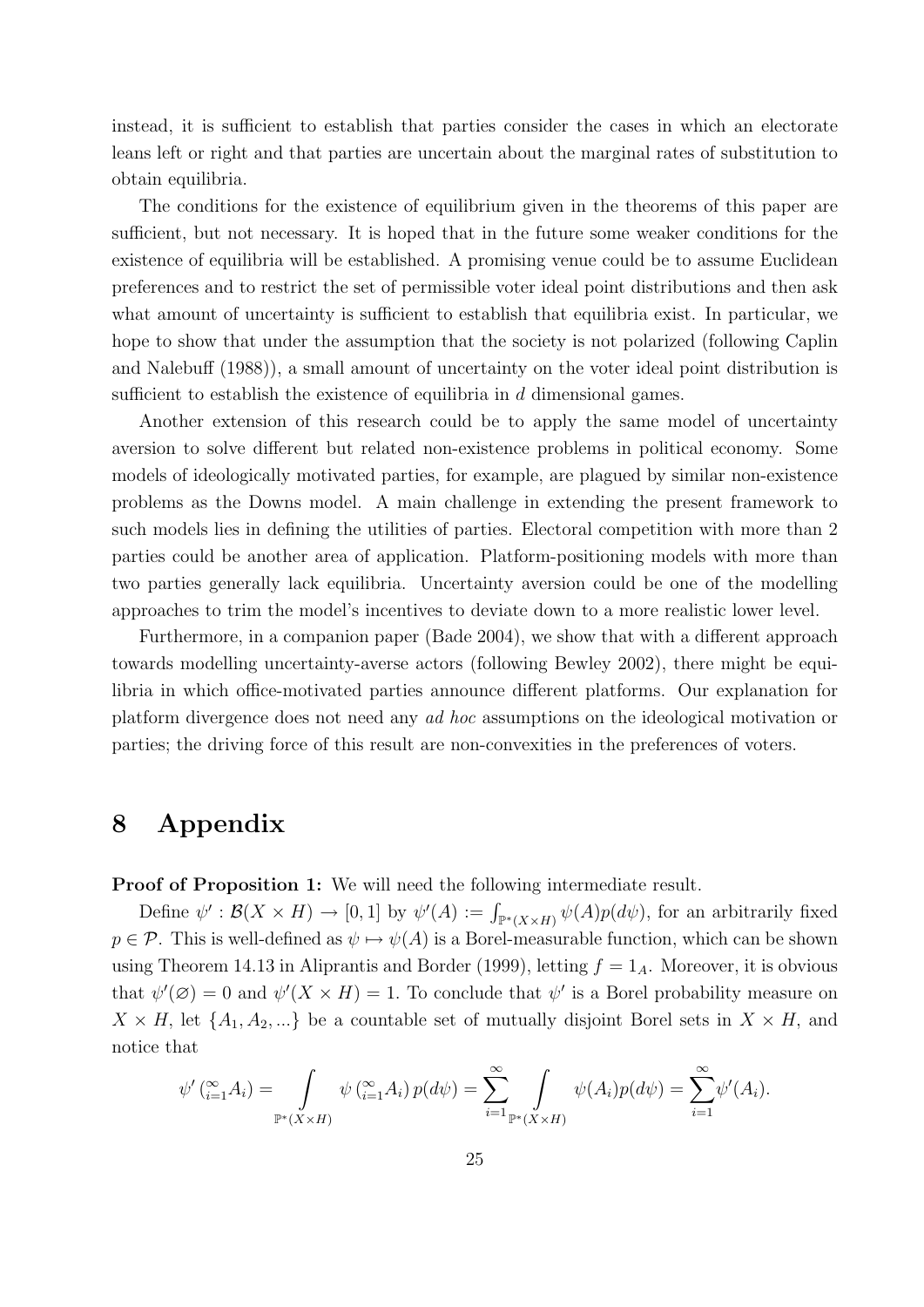instead, it is sufficient to establish that parties consider the cases in which an electorate leans left or right and that parties are uncertain about the marginal rates of substitution to obtain equilibria.

The conditions for the existence of equilibrium given in the theorems of this paper are sufficient, but not necessary. It is hoped that in the future some weaker conditions for the existence of equilibria will be established. A promising venue could be to assume Euclidean preferences and to restrict the set of permissible voter ideal point distributions and then ask what amount of uncertainty is sufficient to establish that equilibria exist. In particular, we hope to show that under the assumption that the society is not polarized (following Caplin and Nalebuff (1988)), a small amount of uncertainty on the voter ideal point distribution is sufficient to establish the existence of equilibria in $d$ dimensional games.

Another extension of this research could be to apply the same model of uncertainty aversion to solve different but related non-existence problems in political economy. Some models of ideologically motivated parties, for example, are plagued by similar non-existence problems as the Downs model. A main challenge in extending the present framework to such models lies in defining the utilities of parties. Electoral competition with more than 2 parties could be another area of application. Platform-positioning models with more than two parties generally lack equilibria. Uncertainty aversion could be one of the modelling approaches to trim the model's incentives to deviate down to a more realistic lower level.

Furthermore, in a companion paper (Bade 2004), we show that with a different approach towards modelling uncertainty-averse actors (following Bewley 2002), there might be equilibria in which office-motivated parties announce different platforms. Our explanation for platform divergence does not need any *ad hoc* assumptions on the ideological motivation or parties; the driving force of this result are non-convexities in the preferences of voters.

# 8 Appendix

**Proof of Proposition 1:** We will need the following intermediate result.

Define $\psi' : \mathcal{B}(X \times H) \to [0,1]$ by $\psi'(A) := \int_{\mathbb{P}^*(X\times H)} \psi(A)p(d\psi)$, for an arbitrarily fixed $p \in \mathcal{P}$. This is well-defined as $\psi \mapsto \psi(A)$ is a Borel-measurable function, which can be shown using Theorem 14.13 in Aliprantis and Border (1999), letting $f = 1_A$. Moreover, it is obvious that $\psi'(\varnothing) = 0$ and $\psi'(X \times H) = 1$. To conclude that $\psi'$ is a Borel probability measure on $X \times H$, let $\{A_1, A_2, ...\}$ be a countable set of mutually disjoint Borel sets in $X \times H$, and notice that

$$\psi'\left(\cup_{i=1}^{\infty} A_i\right) = \int_{\mathbb{P}^*(X\times H)} \psi\left(\cup_{i=1}^{\infty} A_i\right) p(d\psi) = \sum_{i=1}^{\infty} \int_{\mathbb{P}^*(X\times H)} \psi(A_i)p(d\psi) = \sum_{i=1}^{\infty} \psi'(A_i).$$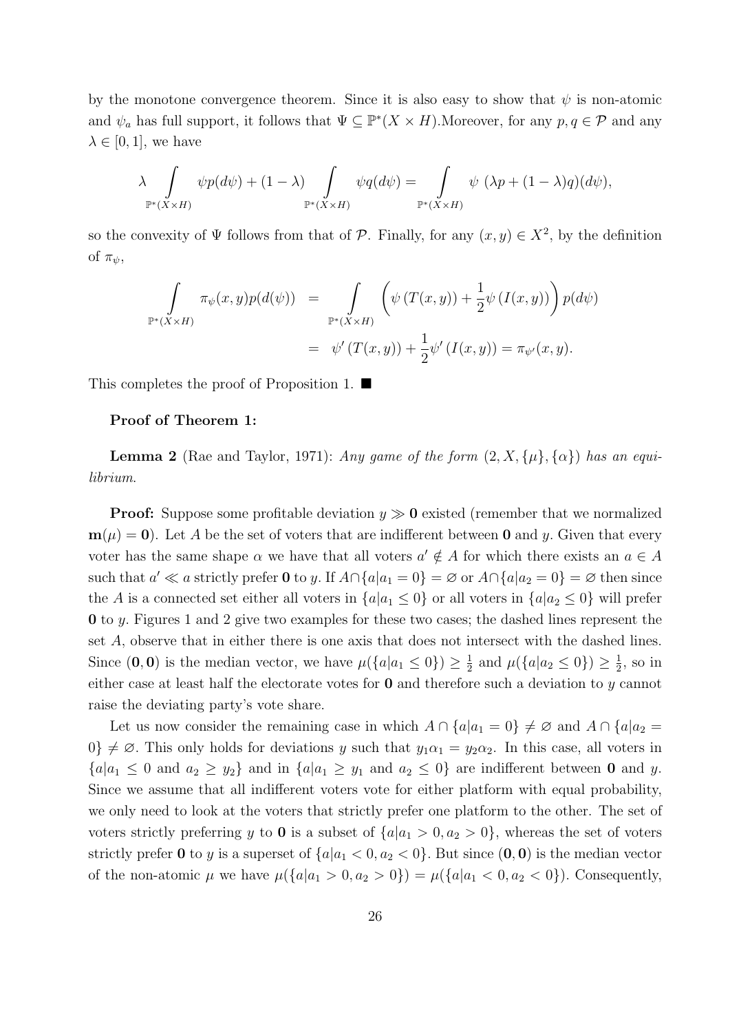by the monotone convergence theorem. Since it is also easy to show that $\psi$ is non-atomic and $\psi_a$ has full support, it follows that $\Psi \subseteq \mathbb{P}^*(X \times H)$.Moreover, for any $p, q \in \mathcal{P}$ and any $\lambda \in [0,1]$, we have

$$\lambda \int_{\mathbb{P}^*(X\times H)} \psi p(d\psi) + (1-\lambda) \int_{\mathbb{P}^*(X\times H)} \psi q(d\psi) = \int_{\mathbb{P}^*(X\times H)} \psi \ (\lambda p + (1-\lambda)q)(d\psi),$$

so the convexity of $\Psi$ follows from that of $\mathcal{P}$. Finally, for any $(x,y) \in X^2$, by the definition of $\pi_\psi$,

$$\begin{aligned}
\int_{\mathbb{P}^*(X\times H)} \pi_\psi(x,y)p(d(\psi)) &= \int_{\mathbb{P}^*(X\times H)} \left( \psi\left(T(x,y)\right) + \frac{1}{2}\psi\left(I(x,y)\right)\right) p(d\psi) \\
&= \psi'\left(T(x,y)\right) + \frac{1}{2}\psi'\left(I(x,y)\right) = \pi_{\psi'}(x,y).
\end{aligned}$$

This completes the proof of Proposition 1. ■

**Proof of Theorem 1:**

**Lemma 2** (Rae and Taylor, 1971): *Any game of the form $(2, X, \{\mu\}, \{\alpha\})$ has an equilibrium.*

**Proof:** Suppose some profitable deviation $y \gg \mathbf{0}$ existed (remember that we normalized $\mathbf{m}(\mu) = \mathbf{0}$). Let $A$ be the set of voters that are indifferent between $\mathbf{0}$ and $y$. Given that every voter has the same shape $\alpha$ we have that all voters $a' \notin A$ for which there exists an $a \in A$ such that $a' \ll a$ strictly prefer $\mathbf{0}$ to $y$. If $A \cap \{a|a_1 = 0\} = \varnothing$ or $A \cap \{a|a_2 = 0\} = \varnothing$ then since the $A$ is a connected set either all voters in $\{a|a_1 \leq 0\}$ or all voters in $\{a|a_2 \leq 0\}$ will prefer $\mathbf{0}$ to $y$. Figures 1 and 2 give two examples for these two cases; the dashed lines represent the set $A$, observe that in either there is one axis that does not intersect with the dashed lines. Since $(\mathbf{0}, \mathbf{0})$ is the median vector, we have $\mu(\{a|a_1 \leq 0\}) \geq \frac{1}{2}$ and $\mu(\{a|a_2 \leq 0\}) \geq \frac{1}{2}$, so in either case at least half the electorate votes for $\mathbf{0}$ and therefore such a deviation to $y$ cannot raise the deviating party's vote share.

Let us now consider the remaining case in which $A \cap \{a|a_1 = 0\} \neq \varnothing$ and $A \cap \{a|a_2 = 0\} \neq \varnothing$. This only holds for deviations $y$ such that $y_1\alpha_1 = y_2\alpha_2$. In this case, all voters in $\{a|a_1 \leq 0 \text{ and } a_2 \geq y_2\}$ and in $\{a|a_1 \geq y_1 \text{ and } a_2 \leq 0\}$ are indifferent between $\mathbf{0}$ and $y$. Since we assume that all indifferent voters vote for either platform with equal probability, we only need to look at the voters that strictly prefer one platform to the other. The set of voters strictly preferring $y$ to $\mathbf{0}$ is a subset of $\{a|a_1 > 0, a_2 > 0\}$, whereas the set of voters strictly prefer $\mathbf{0}$ to $y$ is a superset of $\{a|a_1 < 0, a_2 < 0\}$. But since $(\mathbf{0}, \mathbf{0})$ is the median vector of the non-atomic $\mu$ we have $\mu(\{a|a_1 > 0, a_2 > 0\}) = \mu(\{a|a_1 < 0, a_2 < 0\})$. Consequently,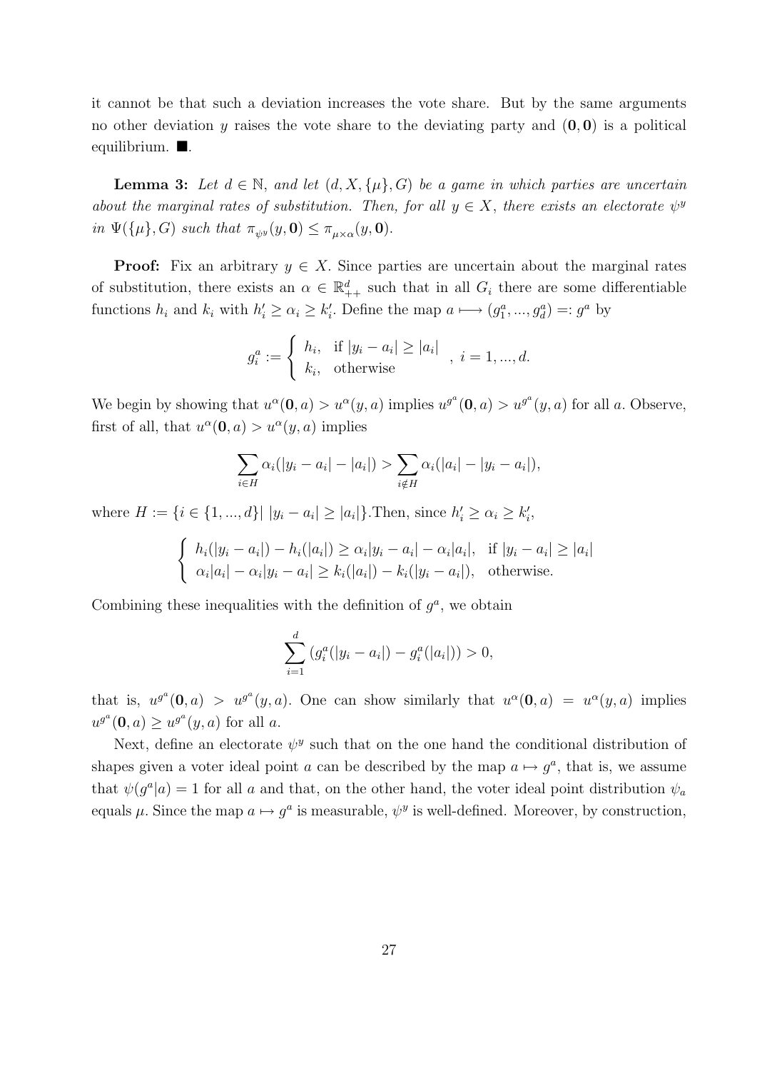it cannot be that such a deviation increases the vote share. But by the same arguments no other deviation $y$ raises the vote share to the deviating party and $(\mathbf{0}, \mathbf{0})$ is a political equilibrium. ■.

**Lemma 3:** *Let $d \in \mathbb{N}$, and let $(d, X, \{\mu\}, G)$ be a game in which parties are uncertain about the marginal rates of substitution. Then, for all $y \in X$, there exists an electorate $\psi^y$ in $\Psi(\{\mu\}, G)$ such that $\pi_{\psi^y}(y, \mathbf{0}) \leq \pi_{\mu \times \alpha}(y, \mathbf{0})$.*

**Proof:** Fix an arbitrary $y \in X$. Since parties are uncertain about the marginal rates of substitution, there exists an $\alpha \in \mathbb{R}^d_{++}$ such that in all $G_i$ there are some differentiable functions $h_i$ and $k_i$ with $h_i' \geq \alpha_i \geq k_i'$. Define the map $a \longmapsto (g_1^a, ..., g_d^a) =: g^a$ by

$$g_i^a := \begin{cases} h_i, & \text{if } |y_i - a_i| \geq |a_i| \\ k_i, & \text{otherwise} \end{cases}, \; i = 1, ..., d.$$

We begin by showing that $u^\alpha(\mathbf{0}, a) > u^\alpha(y, a)$ implies $u^{g^a}(\mathbf{0}, a) > u^{g^a}(y, a)$ for all $a$. Observe, first of all, that $u^\alpha(\mathbf{0}, a) > u^\alpha(y, a)$ implies

$$\sum_{i \in H} \alpha_i(|y_i - a_i| - |a_i|) > \sum_{i \notin H} \alpha_i(|a_i| - |y_i - a_i|),$$

where $H := \{i \in \{1, ..., d\} |\ |y_i - a_i| \geq |a_i|\}$.Then, since $h_i' \geq \alpha_i \geq k_i'$,

$$\begin{cases} h_i(|y_i - a_i|) - h_i(|a_i|) \geq \alpha_i|y_i - a_i| - \alpha_i|a_i|, & \text{if } |y_i - a_i| \geq |a_i| \\ \alpha_i|a_i| - \alpha_i|y_i - a_i| \geq k_i(|a_i|) - k_i(|y_i - a_i|), & \text{otherwise.} \end{cases}$$

Combining these inequalities with the definition of $g^a$, we obtain

$$\sum_{i=1}^{d} \left(g_i^a(|y_i - a_i|) - g_i^a(|a_i|)\right) > 0,$$

that is, $u^{g^a}(\mathbf{0}, a) > u^{g^a}(y, a)$. One can show similarly that $u^\alpha(\mathbf{0}, a) = u^\alpha(y, a)$ implies $u^{g^a}(\mathbf{0}, a) \geq u^{g^a}(y, a)$ for all $a$.

Next, define an electorate $\psi^y$ such that on the one hand the conditional distribution of shapes given a voter ideal point $a$ can be described by the map $a \mapsto g^a$, that is, we assume that $\psi(g^a|a) = 1$ for all $a$ and that, on the other hand, the voter ideal point distribution $\psi_a$ equals $\mu$. Since the map $a \mapsto g^a$ is measurable, $\psi^y$ is well-defined. Moreover, by construction,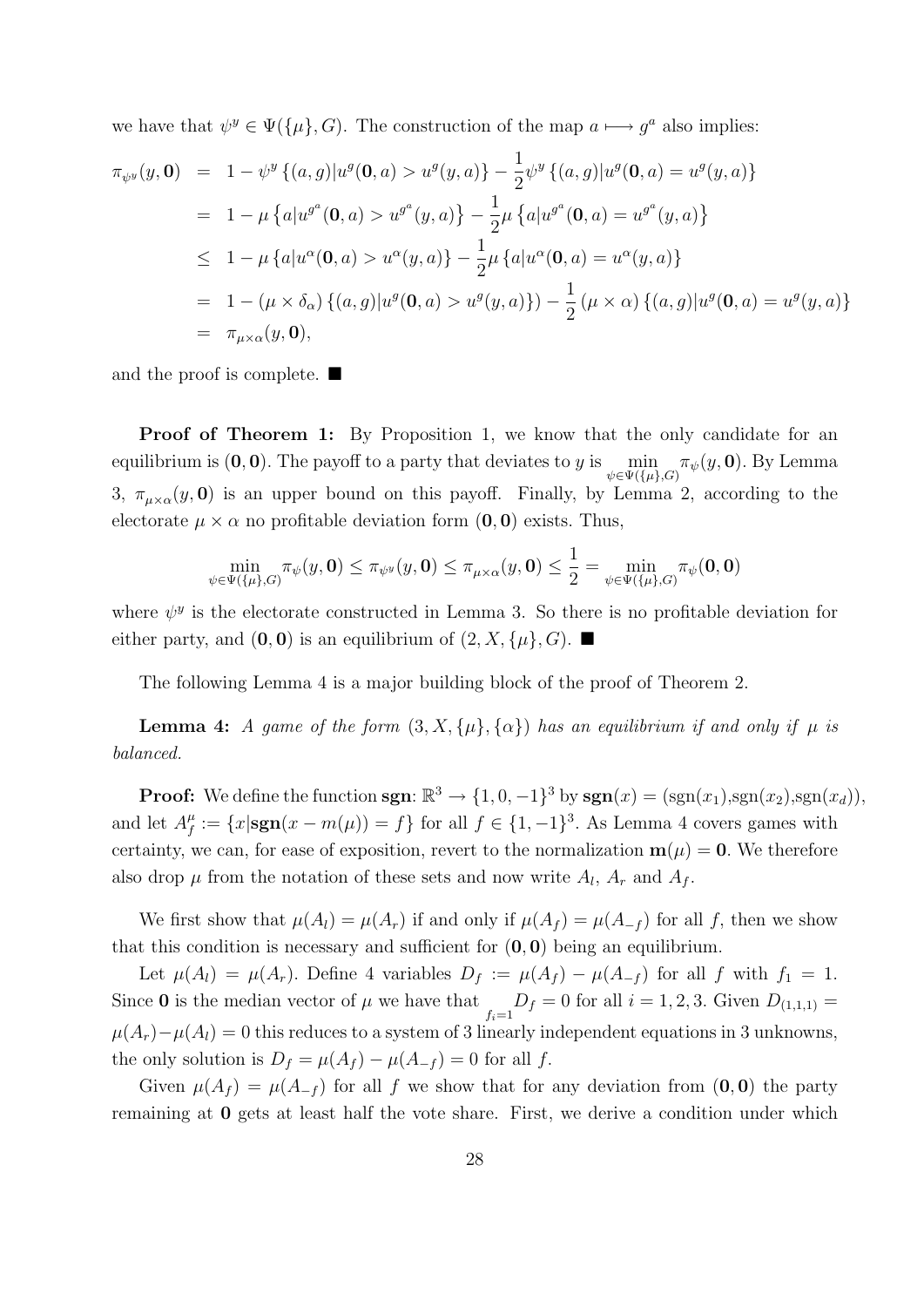we have that $\psi^y \in \Psi(\{\mu\}, G)$. The construction of the map $a \longmapsto g^a$ also implies:

$$
\begin{aligned}
\pi_{\psi^y}(y, \mathbf{0}) &= 1 - \psi^y \{(a,g)|u^g(\mathbf{0},a) > u^g(y,a)\} - \frac{1}{2}\psi^y \{(a,g)|u^g(\mathbf{0},a) = u^g(y,a)\} \\
&= 1 - \mu \{a|u^{g^a}(\mathbf{0},a) > u^{g^a}(y,a)\} - \frac{1}{2}\mu \{a|u^{g^a}(\mathbf{0},a) = u^{g^a}(y,a)\} \\
&\leq 1 - \mu \{a|u^{\alpha}(\mathbf{0},a) > u^{\alpha}(y,a)\} - \frac{1}{2}\mu \{a|u^{\alpha}(\mathbf{0},a) = u^{\alpha}(y,a)\} \\
&= 1 - (\mu \times \delta_\alpha) \{(a,g)|u^g(\mathbf{0},a) > u^g(y,a)\}) - \frac{1}{2}(\mu \times \alpha) \{(a,g)|u^g(\mathbf{0},a) = u^g(y,a)\} \\
&= \pi_{\mu\times\alpha}(y, \mathbf{0}),
\end{aligned}
$$

and the proof is complete. ■

**Proof of Theorem 1:** By Proposition 1, we know that the only candidate for an equilibrium is $(\mathbf{0}, \mathbf{0})$. The payoff to a party that deviates to $y$ is $\min_{\psi\in\Psi(\{\mu\},G)} \pi_\psi(y, \mathbf{0})$. By Lemma 3, $\pi_{\mu\times\alpha}(y, \mathbf{0})$ is an upper bound on this payoff. Finally, by Lemma 2, according to the electorate $\mu \times \alpha$ no profitable deviation form $(\mathbf{0}, \mathbf{0})$ exists. Thus,

$$
\min_{\psi\in\Psi(\{\mu\},G)} \pi_\psi(y, \mathbf{0}) \leq \pi_{\psi^y}(y, \mathbf{0}) \leq \pi_{\mu\times\alpha}(y, \mathbf{0}) \leq \frac{1}{2} = \min_{\psi\in\Psi(\{\mu\},G)} \pi_\psi(\mathbf{0}, \mathbf{0})
$$

where $\psi^y$ is the electorate constructed in Lemma 3. So there is no profitable deviation for either party, and $(\mathbf{0}, \mathbf{0})$ is an equilibrium of $(2, X, \{\mu\}, G)$. ■

The following Lemma 4 is a major building block of the proof of Theorem 2.

**Lemma 4:** *A game of the form $(3, X, \{\mu\}, \{\alpha\})$ has an equilibrium if and only if $\mu$ is balanced.*

**Proof:** We define the function $\mathbf{sgn}$: $\mathbb{R}^3 \to \{1, 0, -1\}^3$ by $\mathbf{sgn}(x) = (\text{sgn}(x_1), \text{sgn}(x_2), \text{sgn}(x_d))$, and let $A_f^\mu := \{x|\mathbf{sgn}(x - m(\mu)) = f\}$ for all $f \in \{1, -1\}^3$. As Lemma 4 covers games with certainty, we can, for ease of exposition, revert to the normalization $\mathbf{m}(\mu) = \mathbf{0}$. We therefore also drop $\mu$ from the notation of these sets and now write $A_l$, $A_r$ and $A_f$.

We first show that $\mu(A_l) = \mu(A_r)$ if and only if $\mu(A_f) = \mu(A_{-f})$ for all $f$, then we show that this condition is necessary and sufficient for $(\mathbf{0}, \mathbf{0})$ being an equilibrium.

Let $\mu(A_l) = \mu(A_r)$. Define 4 variables $D_f := \mu(A_f) - \mu(A_{-f})$ for all $f$ with $f_1 = 1$. Since $\mathbf{0}$ is the median vector of $\mu$ we have that $\sum_{f_i=1} D_f = 0$ for all $i = 1, 2, 3$. Given $D_{(1,1,1)} = \mu(A_r) - \mu(A_l) = 0$ this reduces to a system of 3 linearly independent equations in 3 unknowns, the only solution is $D_f = \mu(A_f) - \mu(A_{-f}) = 0$ for all $f$.

Given $\mu(A_f) = \mu(A_{-f})$ for all $f$ we show that for any deviation from $(\mathbf{0}, \mathbf{0})$ the party remaining at $\mathbf{0}$ gets at least half the vote share. First, we derive a condition under which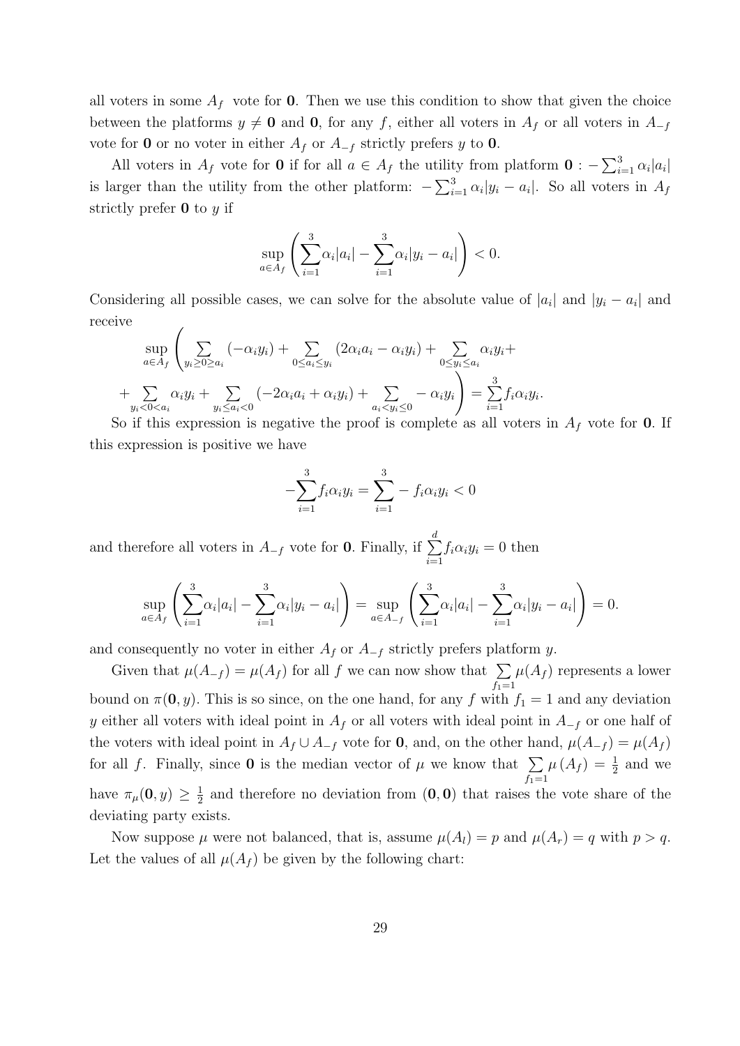all voters in some $A_f$ vote for $\mathbf{0}$. Then we use this condition to show that given the choice between the platforms $y \neq \mathbf{0}$ and $\mathbf{0}$, for any $f$, either all voters in $A_f$ or all voters in $A_{-f}$ vote for $\mathbf{0}$ or no voter in either $A_f$ or $A_{-f}$ strictly prefers $y$ to $\mathbf{0}$.

All voters in $A_f$ vote for $\mathbf{0}$ if for all $a \in A_f$ the utility from platform $\mathbf{0} : -\sum_{i=1}^{3} \alpha_i |a_i|$ is larger than the utility from the other platform: $-\sum_{i=1}^{3} \alpha_i |y_i - a_i|$. So all voters in $A_f$ strictly prefer $\mathbf{0}$ to $y$ if

$$\sup_{a \in A_f} \left( \sum_{i=1}^{3} \alpha_i |a_i| - \sum_{i=1}^{3} \alpha_i |y_i - a_i| \right) < 0.$$

Considering all possible cases, we can solve for the absolute value of $|a_i|$ and $|y_i - a_i|$ and receive

$$\sup_{a \in A_f} \left( \sum_{y_i \geq 0 \geq a_i} (-\alpha_i y_i) + \sum_{0 \leq a_i \leq y_i} (2\alpha_i a_i - \alpha_i y_i) + \sum_{0 \leq y_i \leq a_i} \alpha_i y_i + \right.$$
$$\left. + \sum_{y_i < 0 < a_i} \alpha_i y_i + \sum_{y_i \leq a_i < 0} (-2\alpha_i a_i + \alpha_i y_i) + \sum_{a_i < y_i \leq 0} - \alpha_i y_i \right) = \sum_{i=1}^{3} f_i \alpha_i y_i.$$

So if this expression is negative the proof is complete as all voters in $A_f$ vote for $\mathbf{0}$. If this expression is positive we have

$$-\sum_{i=1}^{3} f_i \alpha_i y_i = \sum_{i=1}^{3} - f_i \alpha_i y_i < 0$$

and therefore all voters in $A_{-f}$ vote for $\mathbf{0}$. Finally, if $\sum_{i=1}^{d} f_i \alpha_i y_i = 0$ then

$$\sup_{a \in A_f} \left( \sum_{i=1}^{3} \alpha_i |a_i| - \sum_{i=1}^{3} \alpha_i |y_i - a_i| \right) = \sup_{a \in A_{-f}} \left( \sum_{i=1}^{3} \alpha_i |a_i| - \sum_{i=1}^{3} \alpha_i |y_i - a_i| \right) = 0.$$

and consequently no voter in either $A_f$ or $A_{-f}$ strictly prefers platform $y$.

Given that $\mu(A_{-f}) = \mu(A_f)$ for all $f$ we can now show that $\sum_{f_1 = 1} \mu(A_f)$ represents a lower bound on $\pi(\mathbf{0}, y)$. This is so since, on the one hand, for any $f$ with $f_1 = 1$ and any deviation $y$ either all voters with ideal point in $A_f$ or all voters with ideal point in $A_{-f}$ or one half of the voters with ideal point in $A_f \cup A_{-f}$ vote for $\mathbf{0}$, and, on the other hand, $\mu(A_{-f}) = \mu(A_f)$ for all $f$. Finally, since $\mathbf{0}$ is the median vector of $\mu$ we know that $\sum_{f_1 = 1} \mu(A_f) = \frac{1}{2}$ and we have $\pi_\mu(\mathbf{0}, y) \geq \frac{1}{2}$ and therefore no deviation from $(\mathbf{0}, \mathbf{0})$ that raises the vote share of the deviating party exists.

Now suppose $\mu$ were not balanced, that is, assume $\mu(A_l) = p$ and $\mu(A_r) = q$ with $p > q$. Let the values of all $\mu(A_f)$ be given by the following chart: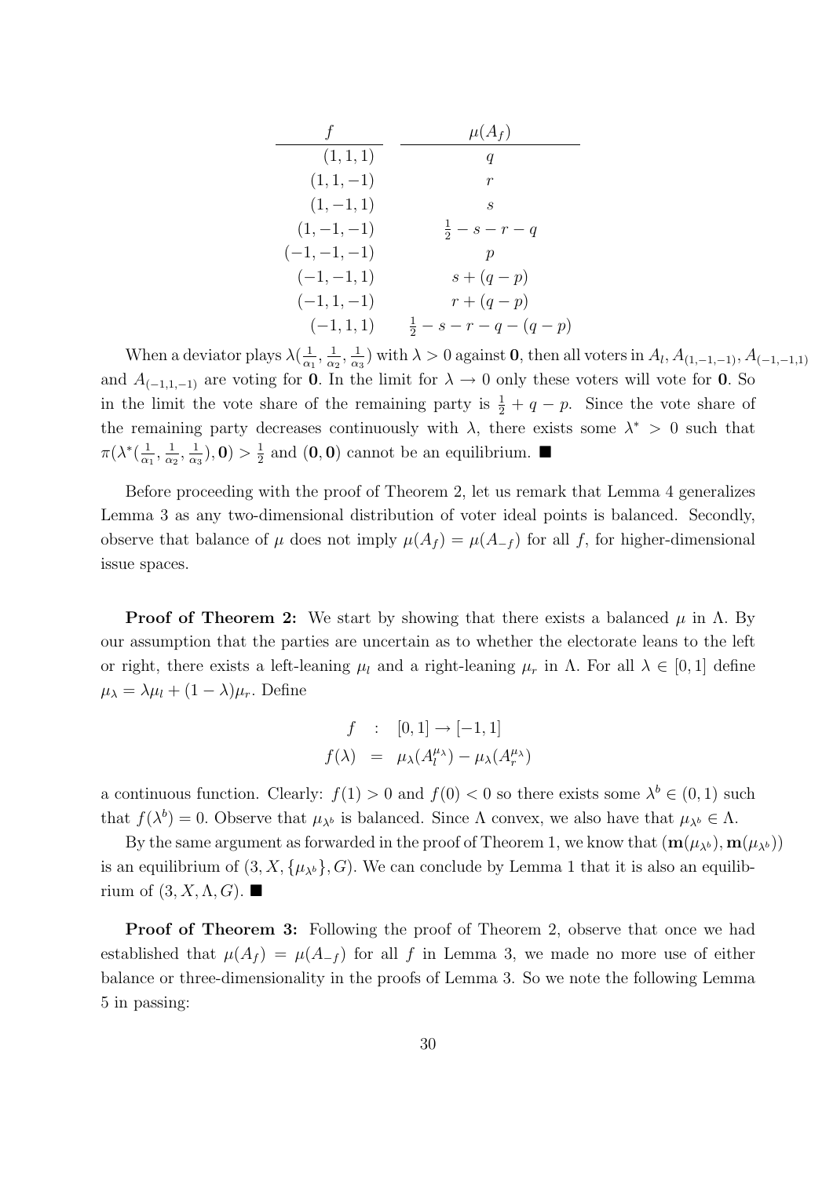| $f$ | $\mu(A_f)$ |
|---|---|
| $(1,1,1)$ | $q$ |
| $(1,1,-1)$ | $r$ |
| $(1,-1,1)$ | $s$ |
| $(1,-1,-1)$ | $\frac{1}{2}-s-r-q$ |
| $(-1,-1,-1)$ | $p$ |
| $(-1,-1,1)$ | $s+(q-p)$ |
| $(-1,1,-1)$ | $r+(q-p)$ |
| $(-1,1,1)$ | $\frac{1}{2}-s-r-q-(q-p)$ |

When a deviator plays $\lambda(\frac{1}{\alpha_1},\frac{1}{\alpha_2},\frac{1}{\alpha_3})$ with $\lambda>0$ against $\mathbf{0}$, then all voters in $A_l, A_{(1,-1,-1)}, A_{(-1,-1,1)}$ and $A_{(-1,1,-1)}$ are voting for $\mathbf{0}$. In the limit for $\lambda\to 0$ only these voters will vote for $\mathbf{0}$. So in the limit the vote share of the remaining party is $\frac{1}{2}+q-p$. Since the vote share of the remaining party decreases continuously with $\lambda$, there exists some $\lambda^*>0$ such that $\pi(\lambda^*(\frac{1}{\alpha_1},\frac{1}{\alpha_2},\frac{1}{\alpha_3}),\mathbf{0})>\frac{1}{2}$ and $(\mathbf{0},\mathbf{0})$ cannot be an equilibrium. ■

Before proceeding with the proof of Theorem 2, let us remark that Lemma 4 generalizes Lemma 3 as any two-dimensional distribution of voter ideal points is balanced. Secondly, observe that balance of $\mu$ does not imply $\mu(A_f)=\mu(A_{-f})$ for all $f$, for higher-dimensional issue spaces.

**Proof of Theorem 2:** We start by showing that there exists a balanced $\mu$ in $\Lambda$. By our assumption that the parties are uncertain as to whether the electorate leans to the left or right, there exists a left-leaning $\mu_l$ and a right-leaning $\mu_r$ in $\Lambda$. For all $\lambda\in[0,1]$ define $\mu_\lambda=\lambda\mu_l+(1-\lambda)\mu_r$. Define

$$
\begin{aligned}
f &: [0,1]\to[-1,1]\\
f(\lambda) &= \mu_\lambda(A_l^{\mu_\lambda})-\mu_\lambda(A_r^{\mu_\lambda})
\end{aligned}
$$

a continuous function. Clearly: $f(1)>0$ and $f(0)<0$ so there exists some $\lambda^b\in(0,1)$ such that $f(\lambda^b)=0$. Observe that $\mu_{\lambda^b}$ is balanced. Since $\Lambda$ convex, we also have that $\mu_{\lambda^b}\in\Lambda$.

By the same argument as forwarded in the proof of Theorem 1, we know that $(\mathbf{m}(\mu_{\lambda^b}),\mathbf{m}(\mu_{\lambda^b}))$ is an equilibrium of $(3,X,\{\mu_{\lambda^b}\},G)$. We can conclude by Lemma 1 that it is also an equilibrium of $(3,X,\Lambda,G)$. ■

**Proof of Theorem 3:** Following the proof of Theorem 2, observe that once we had established that $\mu(A_f)=\mu(A_{-f})$ for all $f$ in Lemma 3, we made no more use of either balance or three-dimensionality in the proofs of Lemma 3. So we note the following Lemma 5 in passing: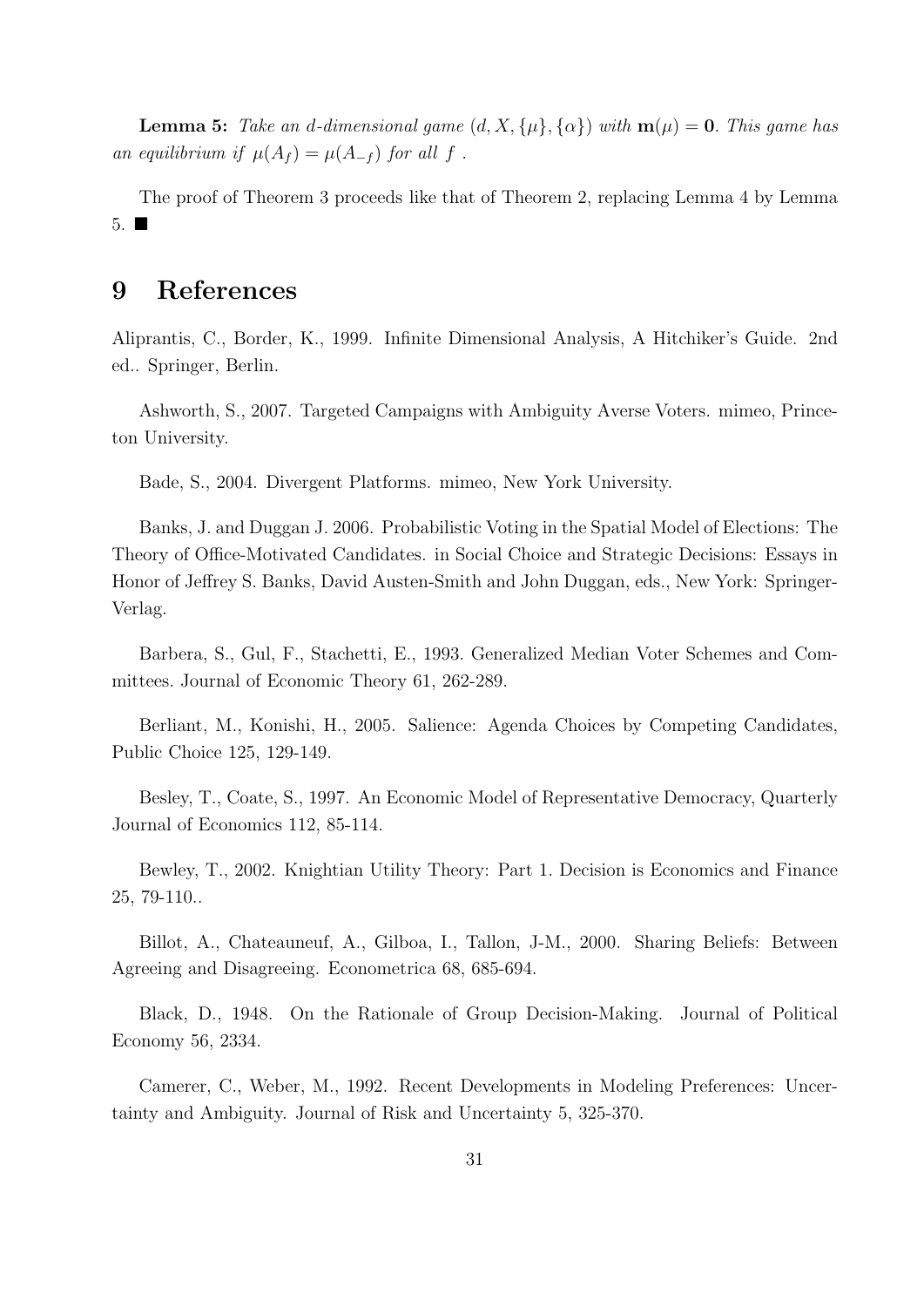**Lemma 5:** *Take an d-dimensional game* $(d, X, \{\mu\}, \{\alpha\})$ *with* $\mathbf{m}(\mu) = \mathbf{0}$. *This game has an equilibrium if* $\mu(A_f) = \mu(A_{-f})$ *for all* $f$ .

The proof of Theorem 3 proceeds like that of Theorem 2, replacing Lemma 4 by Lemma 5. ■

# 9 References

Aliprantis, C., Border, K., 1999. Infinite Dimensional Analysis, A Hitchiker's Guide. 2nd ed.. Springer, Berlin.

Ashworth, S., 2007. Targeted Campaigns with Ambiguity Averse Voters. mimeo, Princeton University.

Bade, S., 2004. Divergent Platforms. mimeo, New York University.

Banks, J. and Duggan J. 2006. Probabilistic Voting in the Spatial Model of Elections: The Theory of Office-Motivated Candidates. in Social Choice and Strategic Decisions: Essays in Honor of Jeffrey S. Banks, David Austen-Smith and John Duggan, eds., New York: Springer-Verlag.

Barbera, S., Gul, F., Stachetti, E., 1993. Generalized Median Voter Schemes and Committees. Journal of Economic Theory 61, 262-289.

Berliant, M., Konishi, H., 2005. Salience: Agenda Choices by Competing Candidates, Public Choice 125, 129-149.

Besley, T., Coate, S., 1997. An Economic Model of Representative Democracy, Quarterly Journal of Economics 112, 85-114.

Bewley, T., 2002. Knightian Utility Theory: Part 1. Decision is Economics and Finance 25, 79-110..

Billot, A., Chateauneuf, A., Gilboa, I., Tallon, J-M., 2000. Sharing Beliefs: Between Agreeing and Disagreeing. Econometrica 68, 685-694.

Black, D., 1948. On the Rationale of Group Decision-Making. Journal of Political Economy 56, 2334.

Camerer, C., Weber, M., 1992. Recent Developments in Modeling Preferences: Uncertainty and Ambiguity. Journal of Risk and Uncertainty 5, 325-370.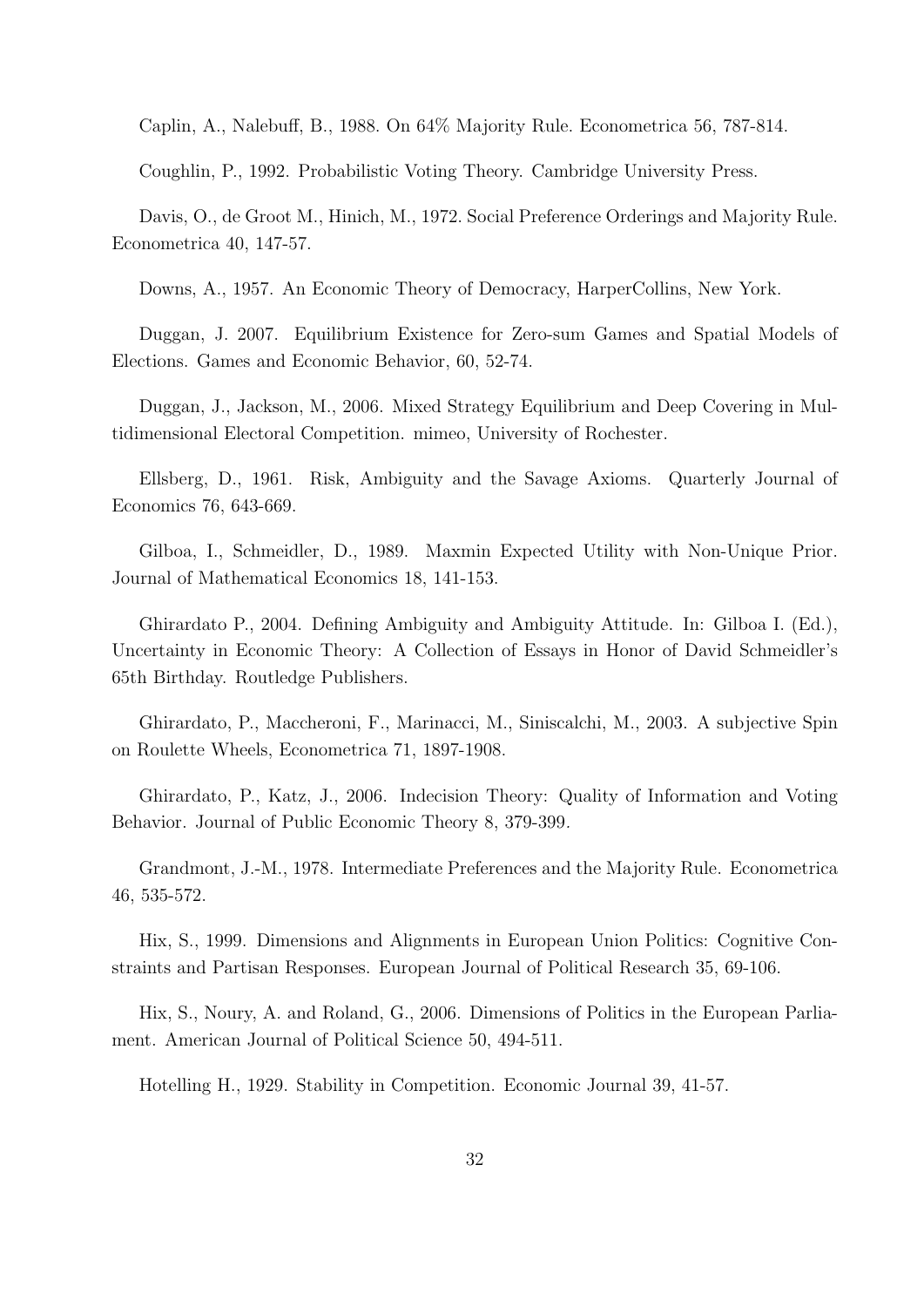Caplin, A., Nalebuff, B., 1988. On 64% Majority Rule. Econometrica 56, 787-814.

Coughlin, P., 1992. Probabilistic Voting Theory. Cambridge University Press.

Davis, O., de Groot M., Hinich, M., 1972. Social Preference Orderings and Majority Rule. Econometrica 40, 147-57.

Downs, A., 1957. An Economic Theory of Democracy, HarperCollins, New York.

Duggan, J. 2007. Equilibrium Existence for Zero-sum Games and Spatial Models of Elections. Games and Economic Behavior, 60, 52-74.

Duggan, J., Jackson, M., 2006. Mixed Strategy Equilibrium and Deep Covering in Multidimensional Electoral Competition. mimeo, University of Rochester.

Ellsberg, D., 1961. Risk, Ambiguity and the Savage Axioms. Quarterly Journal of Economics 76, 643-669.

Gilboa, I., Schmeidler, D., 1989. Maxmin Expected Utility with Non-Unique Prior. Journal of Mathematical Economics 18, 141-153.

Ghirardato P., 2004. Defining Ambiguity and Ambiguity Attitude. In: Gilboa I. (Ed.), Uncertainty in Economic Theory: A Collection of Essays in Honor of David Schmeidler's 65th Birthday. Routledge Publishers.

Ghirardato, P., Maccheroni, F., Marinacci, M., Siniscalchi, M., 2003. A subjective Spin on Roulette Wheels, Econometrica 71, 1897-1908.

Ghirardato, P., Katz, J., 2006. Indecision Theory: Quality of Information and Voting Behavior. Journal of Public Economic Theory 8, 379-399.

Grandmont, J.-M., 1978. Intermediate Preferences and the Majority Rule. Econometrica 46, 535-572.

Hix, S., 1999. Dimensions and Alignments in European Union Politics: Cognitive Constraints and Partisan Responses. European Journal of Political Research 35, 69-106.

Hix, S., Noury, A. and Roland, G., 2006. Dimensions of Politics in the European Parliament. American Journal of Political Science 50, 494-511.

Hotelling H., 1929. Stability in Competition. Economic Journal 39, 41-57.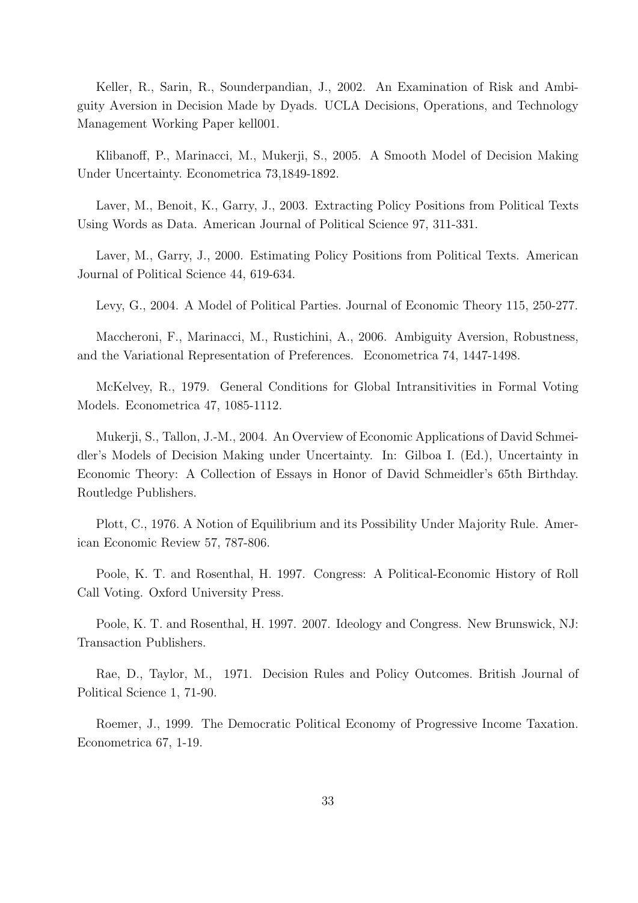Keller, R., Sarin, R., Sounderpandian, J., 2002. An Examination of Risk and Ambiguity Aversion in Decision Made by Dyads. UCLA Decisions, Operations, and Technology Management Working Paper kell001.

Klibanoff, P., Marinacci, M., Mukerji, S., 2005. A Smooth Model of Decision Making Under Uncertainty. Econometrica 73,1849-1892.

Laver, M., Benoit, K., Garry, J., 2003. Extracting Policy Positions from Political Texts Using Words as Data. American Journal of Political Science 97, 311-331.

Laver, M., Garry, J., 2000. Estimating Policy Positions from Political Texts. American Journal of Political Science 44, 619-634.

Levy, G., 2004. A Model of Political Parties. Journal of Economic Theory 115, 250-277.

Maccheroni, F., Marinacci, M., Rustichini, A., 2006. Ambiguity Aversion, Robustness, and the Variational Representation of Preferences. Econometrica 74, 1447-1498.

McKelvey, R., 1979. General Conditions for Global Intransitivities in Formal Voting Models. Econometrica 47, 1085-1112.

Mukerji, S., Tallon, J.-M., 2004. An Overview of Economic Applications of David Schmeidler's Models of Decision Making under Uncertainty. In: Gilboa I. (Ed.), Uncertainty in Economic Theory: A Collection of Essays in Honor of David Schmeidler's 65th Birthday. Routledge Publishers.

Plott, C., 1976. A Notion of Equilibrium and its Possibility Under Majority Rule. American Economic Review 57, 787-806.

Poole, K. T. and Rosenthal, H. 1997. Congress: A Political-Economic History of Roll Call Voting. Oxford University Press.

Poole, K. T. and Rosenthal, H. 1997. 2007. Ideology and Congress. New Brunswick, NJ: Transaction Publishers.

Rae, D., Taylor, M., 1971. Decision Rules and Policy Outcomes. British Journal of Political Science 1, 71-90.

Roemer, J., 1999. The Democratic Political Economy of Progressive Income Taxation. Econometrica 67, 1-19.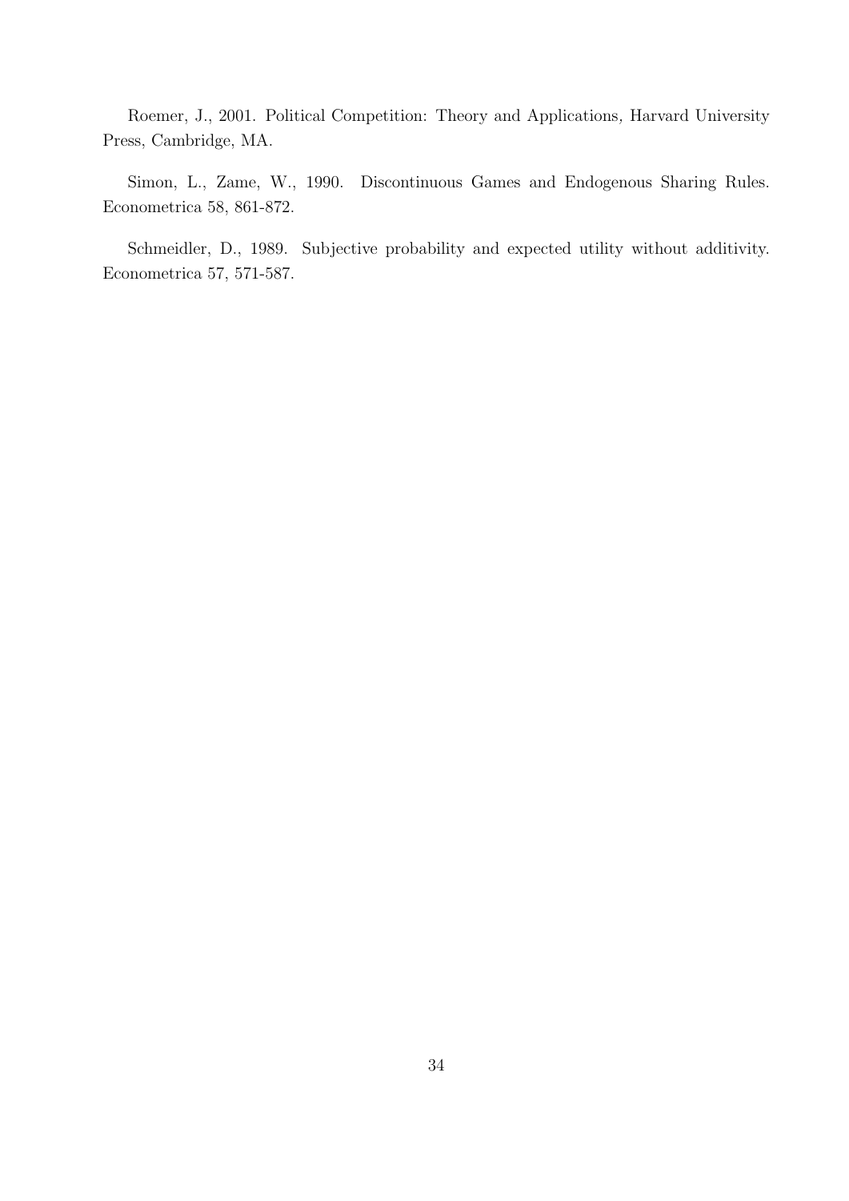Roemer, J., 2001. Political Competition: Theory and Applications, Harvard University Press, Cambridge, MA.

Simon, L., Zame, W., 1990. Discontinuous Games and Endogenous Sharing Rules. Econometrica 58, 861-872.

Schmeidler, D., 1989. Subjective probability and expected utility without additivity. Econometrica 57, 571-587.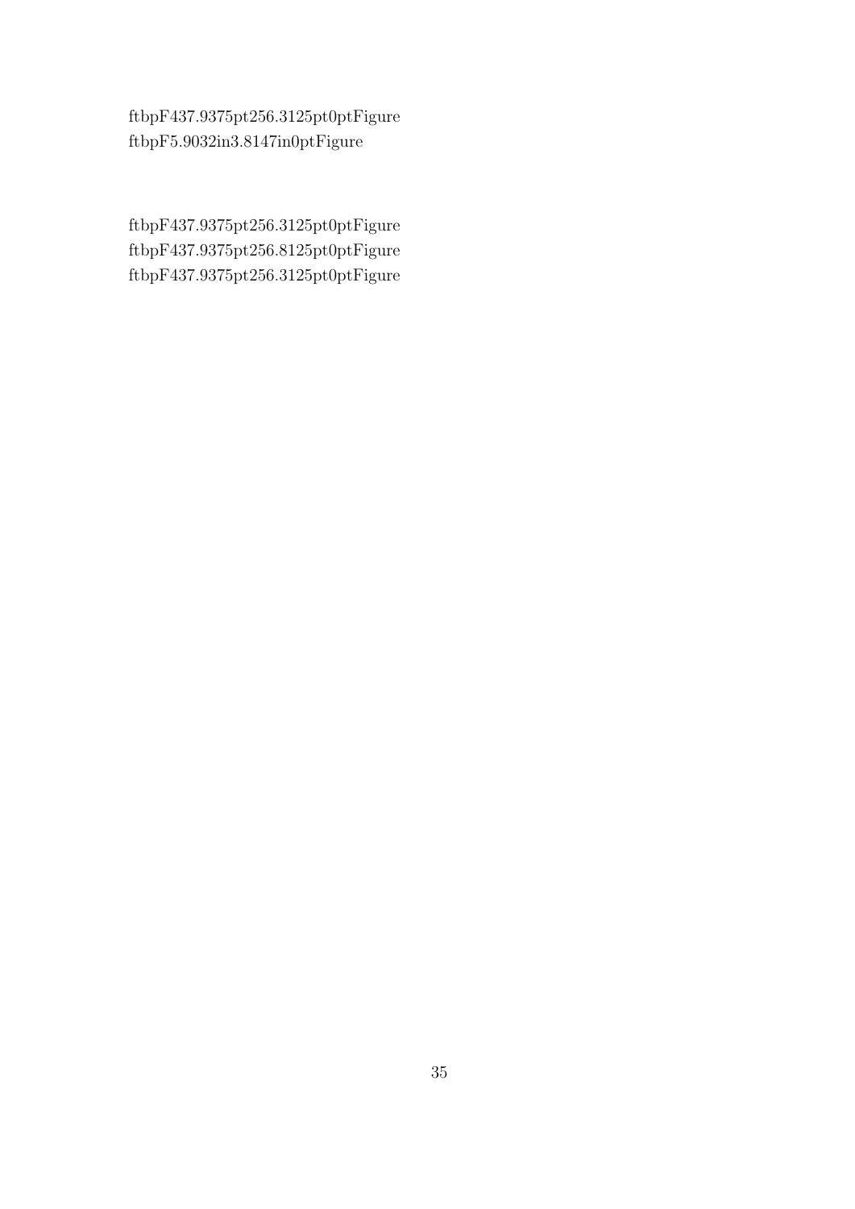ftbpF437.9375pt256.3125pt0ptFigure
ftbpF5.9032in3.8147in0ptFigure

ftbpF437.9375pt256.3125pt0ptFigure
ftbpF437.9375pt256.8125pt0ptFigure
ftbpF437.9375pt256.3125pt0ptFigure